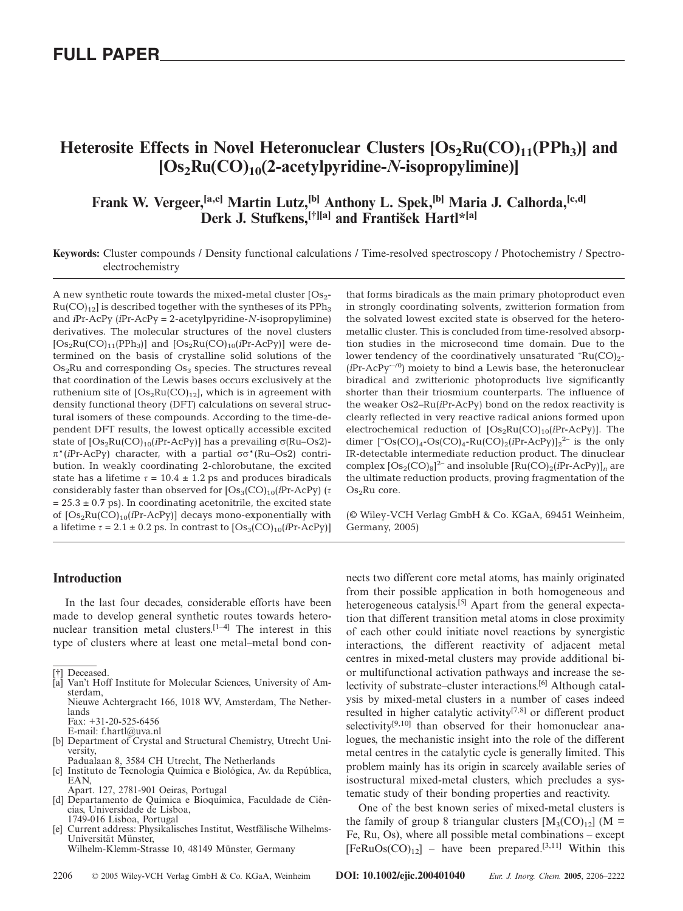FULL PAPER

# Heterosite Effects in Novel Heteronuclear Clusters $[Os_2Ru(CO)_{11}(PPh_3)]$ and $[Os_2Ru(CO)_{10}$(2-acetylpyridine-*N*-isopropylimine)]

**Frank W. Vergeer,[a,e] Martin Lutz,[b] Anthony L. Spek,[b] Maria J. Calhorda,[c,d] Derk J. Stufkens,[†][a] and František Hartl*[a]**

**Keywords:** Cluster compounds / Density functional calculations / Time-resolved spectroscopy / Photochemistry / Spectroelectrochemistry

A new synthetic route towards the mixed-metal cluster $[Os_2Ru(CO)_{12}]$ is described together with the syntheses of its $PPh_3$ and *i*Pr-AcPy (*i*Pr-AcPy = 2-acetylpyridine-*N*-isopropylimine) derivatives. The molecular structures of the novel clusters $[Os_2Ru(CO)_{11}(PPh_3)]$ and $[Os_2Ru(CO)_{10}$(*i*Pr-AcPy)] were determined on the basis of crystalline solid solutions of the $Os_2Ru$ and corresponding $Os_3$ species. The structures reveal that coordination of the Lewis bases occurs exclusively at the ruthenium site of $[Os_2Ru(CO)_{12}]$, which is in agreement with density functional theory (DFT) calculations on several structural isomers of these compounds. According to the time-dependent DFT results, the lowest optically accessible excited state of $[Os_2Ru(CO)_{10}$(*i*Pr-AcPy)] has a prevailing σ(Ru–Os2)-π*(*i*Pr-AcPy) character, with a partial σσ*(Ru–Os2) contribution. In weakly coordinating 2-chlorobutane, the excited state has a lifetime τ = 10.4 ± 1.2 ps and produces biradicals considerably faster than observed for $[Os_3(CO)_{10}$(*i*Pr-AcPy) (τ = 25.3 ± 0.7 ps). In coordinating acetonitrile, the excited state of $[Os_2Ru(CO)_{10}$(*i*Pr-AcPy)] decays mono-exponentially with a lifetime τ = 2.1 ± 0.2 ps. In contrast to $[Os_3(CO)_{10}$(*i*Pr-AcPy)] that forms biradicals as the main primary photoproduct even in strongly coordinating solvents, zwitterion formation from the solvated lowest excited state is observed for the heterometallic cluster. This is concluded from time-resolved absorption studies in the microsecond time domain. Due to the lower tendency of the coordinatively unsaturated $^{+}Ru(CO)_2$-(*i*Pr-AcPy$^{-/0}$) moiety to bind a Lewis base, the heteronuclear biradical and zwitterionic photoproducts live significantly shorter than their triosmium counterparts. The influence of the weaker Os2–Ru(*i*Pr-AcPy) bond on the redox reactivity is clearly reflected in very reactive radical anions formed upon electrochemical reduction of $[Os_2Ru(CO)_{10}$(*i*Pr-AcPy)]. The dimer $[^{-}Os(CO)_4$-$Os(CO)_4$-$Ru(CO)_2$(*i*Pr-AcPy)$]_2^{2-}$ is the only IR-detectable intermediate reduction product. The dinuclear complex $[Os_2(CO)_8]^{2-}$ and insoluble $[Ru(CO)_2$(*i*Pr-AcPy)$]_n$ are the ultimate reduction products, proving fragmentation of the $Os_2Ru$ core.

(© Wiley-VCH Verlag GmbH & Co. KGaA, 69451 Weinheim, Germany, 2005)

## Introduction

In the last four decades, considerable efforts have been made to develop general synthetic routes towards heteronuclear transition metal clusters.[1–4] The interest in this type of clusters where at least one metal–metal bond connects two different core metal atoms, has mainly originated from their possible application in both homogeneous and heterogeneous catalysis.[5] Apart from the general expectation that different transition metal atoms in close proximity of each other could initiate novel reactions by synergistic interactions, the different reactivity of adjacent metal centres in mixed-metal clusters may provide additional bi- or multifunctional activation pathways and increase the selectivity of substrate–cluster interactions.[6] Although catalysis by mixed-metal clusters in a number of cases indeed resulted in higher catalytic activity[7,8] or different product selectivity[9,10] than observed for their homonuclear analogues, the mechanistic insight into the role of the different metal centres in the catalytic cycle is generally limited. This problem mainly has its origin in scarcely available series of isostructural mixed-metal clusters, which precludes a systematic study of their bonding properties and reactivity.

One of the best known series of mixed-metal clusters is the family of group 8 triangular clusters $[M_3(CO)_{12}]$ (M = Fe, Ru, Os), where all possible metal combinations – except $[FeRuOs(CO)_{12}]$ – have been prepared.[3,11] Within this

[†] Deceased.

[a] Van't Hoff Institute for Molecular Sciences, University of Amsterdam, Nieuwe Achtergracht 166, 1018 WV, Amsterdam, The Netherlands
Fax: +31-20-525-6456
E-mail: f.hartl@uva.nl

[b] Department of Crystal and Structural Chemistry, Utrecht University, Padualaan 8, 3584 CH Utrecht, The Netherlands

[c] Instituto de Tecnologia Química e Biológica, Av. da República, EAN, Apart. 127, 2781-901 Oeiras, Portugal

[d] Departamento de Química e Bioquímica, Faculdade de Ciências, Universidade de Lisboa, 1749-016 Lisboa, Portugal

[e] Current address: Physikalisches Institut, Westfälische Wilhelms-Universität Münster, Wilhelm-Klemm-Strasse 10, 48149 Münster, Germany

DOI: 10.1002/ejic.200401040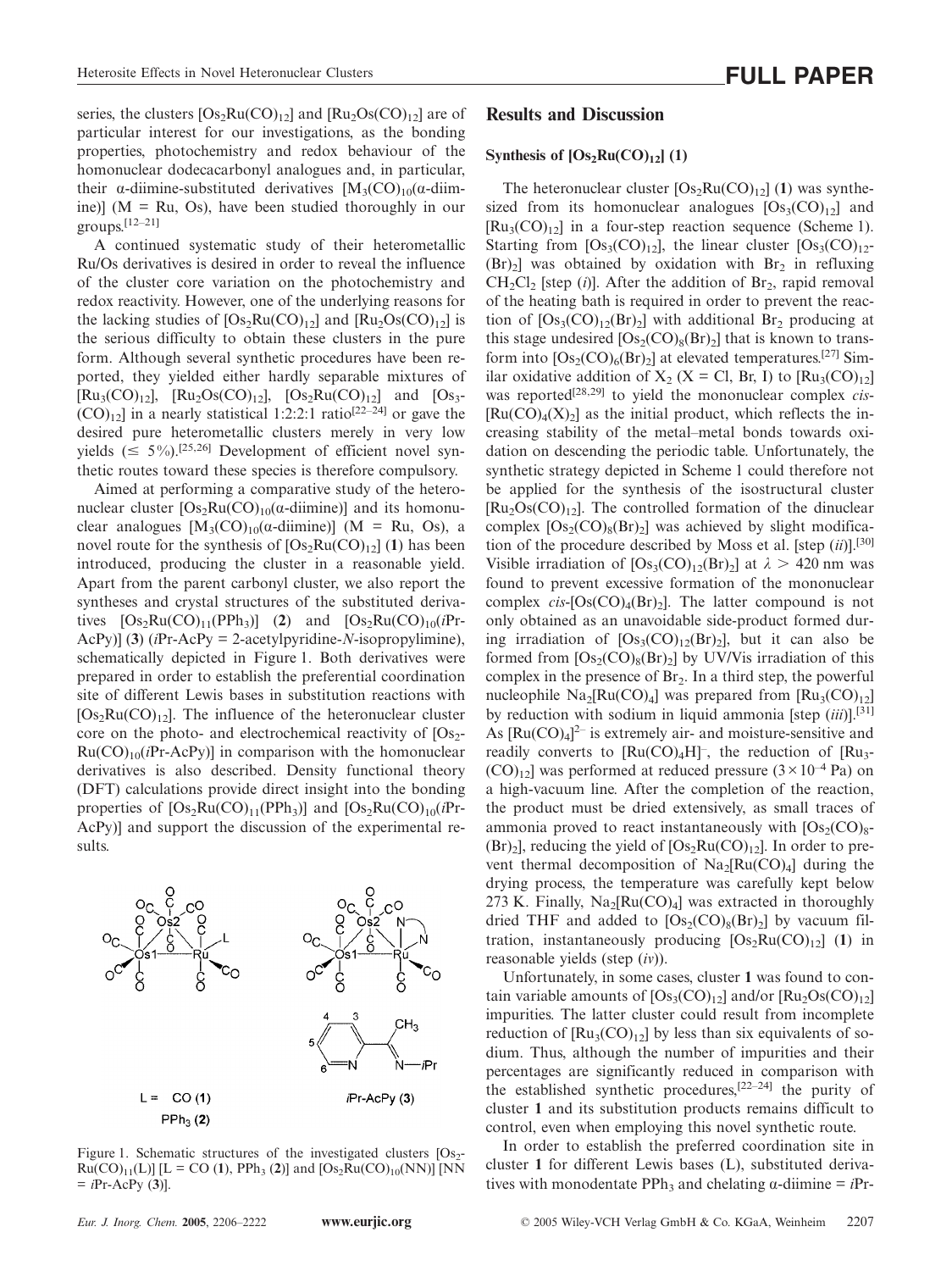series, the clusters $[Os_2Ru(CO)_{12}]$ and $[Ru_2Os(CO)_{12}]$ are of particular interest for our investigations, as the bonding properties, photochemistry and redox behaviour of the homonuclear dodecacarbonyl analogues and, in particular, their α-diimine-substituted derivatives $[M_3(CO)_{10}(\alpha\text{-diimine})]$ (M = Ru, Os), have been studied thoroughly in our groups.[12–21]

A continued systematic study of their heterometallic Ru/Os derivatives is desired in order to reveal the influence of the cluster core variation on the photochemistry and redox reactivity. However, one of the underlying reasons for the lacking studies of $[Os_2Ru(CO)_{12}]$ and $[Ru_2Os(CO)_{12}]$ is the serious difficulty to obtain these clusters in the pure form. Although several synthetic procedures have been reported, they yielded either hardly separable mixtures of $[Ru_3(CO)_{12}]$, $[Ru_2Os(CO)_{12}]$, $[Os_2Ru(CO)_{12}]$ and $[Os_3(CO)_{12}]$ in a nearly statistical 1:2:2:1 ratio[22–24] or gave the desired pure heterometallic clusters merely in very low yields (≤ 5%).[25,26] Development of efficient novel synthetic routes toward these species is therefore compulsory.

Aimed at performing a comparative study of the heteronuclear cluster $[Os_2Ru(CO)_{10}(\alpha\text{-diimine})]$ and its homonuclear analogues $[M_3(CO)_{10}(\alpha\text{-diimine})]$ (M = Ru, Os), a novel route for the synthesis of $[Os_2Ru(CO)_{12}]$ (**1**) has been introduced, producing the cluster in a reasonable yield. Apart from the parent carbonyl cluster, we also report the syntheses and crystal structures of the substituted derivatives $[Os_2Ru(CO)_{11}(PPh_3)]$ (**2**) and $[Os_2Ru(CO)_{10}(i\text{Pr-AcPy})]$ (**3**) (*i*Pr-AcPy = 2-acetylpyridine-*N*-isopropylimine), schematically depicted in Figure 1. Both derivatives were prepared in order to establish the preferential coordination site of different Lewis bases in substitution reactions with $[Os_2Ru(CO)_{12}]$. The influence of the heteronuclear cluster core on the photo- and electrochemical reactivity of $[Os_2Ru(CO)_{10}(i\text{Pr-AcPy})]$ in comparison with the homonuclear derivatives is also described. Density functional theory (DFT) calculations provide direct insight into the bonding properties of $[Os_2Ru(CO)_{11}(PPh_3)]$ and $[Os_2Ru(CO)_{10}(i\text{Pr-AcPy})]$ and support the discussion of the experimental results.

Figure 1. Schematic structures of the investigated clusters $[Os_2Ru(CO)_{11}(L)]$ [L = CO (**1**), $PPh_3$ (**2**)] and $[Os_2Ru(CO)_{10}(NN)]$ [NN = *i*Pr-AcPy (**3**)].

## Results and Discussion

### Synthesis of $[Os_2Ru(CO)_{12}]$ (1)

The heteronuclear cluster $[Os_2Ru(CO)_{12}]$ (**1**) was synthesized from its homonuclear analogues $[Os_3(CO)_{12}]$ and $[Ru_3(CO)_{12}]$ in a four-step reaction sequence (Scheme 1). Starting from $[Os_3(CO)_{12}]$, the linear cluster $[Os_3(CO)_{12}(Br)_2]$ was obtained by oxidation with $Br_2$ in refluxing $CH_2Cl_2$ [step (*i*)]. After the addition of $Br_2$, rapid removal of the heating bath is required in order to prevent the reaction of $[Os_3(CO)_{12}(Br)_2]$ with additional $Br_2$ producing at this stage undesired $[Os_2(CO)_8(Br)_2]$ that is known to transform into $[Os_2(CO)_6(Br)_2]$ at elevated temperatures.[27] Similar oxidative addition of $X_2$ (X = Cl, Br, I) to $[Ru_3(CO)_{12}]$ was reported[28,29] to yield the mononuclear complex *cis*-$[Ru(CO)_4(X)_2]$ as the initial product, which reflects the increasing stability of the metal–metal bonds towards oxidation on descending the periodic table. Unfortunately, the synthetic strategy depicted in Scheme 1 could therefore not be applied for the synthesis of the isostructural cluster $[Ru_2Os(CO)_{12}]$. The controlled formation of the dinuclear complex $[Os_2(CO)_8(Br)_2]$ was achieved by slight modification of the procedure described by Moss et al. [step (*ii*)].[30] Visible irradiation of $[Os_3(CO)_{12}(Br)_2]$ at $\lambda > 420$ nm was found to prevent excessive formation of the mononuclear complex *cis*-$[Os(CO)_4(Br)_2]$. The latter compound is not only obtained as an unavoidable side-product formed during irradiation of $[Os_3(CO)_{12}(Br)_2]$, but it can also be formed from $[Os_2(CO)_8(Br)_2]$ by UV/Vis irradiation of this complex in the presence of $Br_2$. In a third step, the powerful nucleophile $Na_2[Ru(CO)_4]$ was prepared from $[Ru_3(CO)_{12}]$ by reduction with sodium in liquid ammonia [step (*iii*)].[31] As $[Ru(CO)_4]^{2-}$ is extremely air- and moisture-sensitive and readily converts to $[Ru(CO)_4H]^-$, the reduction of $[Ru_3(CO)_{12}]$ was performed at reduced pressure ($3\times10^{-4}$ Pa) on a high-vacuum line. After the completion of the reaction, the product must be dried extensively, as small traces of ammonia proved to react instantaneously with $[Os_2(CO)_8(Br)_2]$, reducing the yield of $[Os_2Ru(CO)_{12}]$. In order to prevent thermal decomposition of $Na_2[Ru(CO)_4]$ during the drying process, the temperature was carefully kept below 273 K. Finally, $Na_2[Ru(CO)_4]$ was extracted in thoroughly dried THF and added to $[Os_2(CO)_8(Br)_2]$ by vacuum filtration, instantaneously producing $[Os_2Ru(CO)_{12}]$ (**1**) in reasonable yields (step (*iv*)).

Unfortunately, in some cases, cluster **1** was found to contain variable amounts of $[Os_3(CO)_{12}]$ and/or $[Ru_2Os(CO)_{12}]$ impurities. The latter cluster could result from incomplete reduction of $[Ru_3(CO)_{12}]$ by less than six equivalents of sodium. Thus, although the number of impurities and their percentages are significantly reduced in comparison with the established synthetic procedures,[22–24] the purity of cluster **1** and its substitution products remains difficult to control, even when employing this novel synthetic route.

In order to establish the preferred coordination site in cluster **1** for different Lewis bases (L), substituted derivatives with monodentate $PPh_3$ and chelating α-diimine = *i*Pr-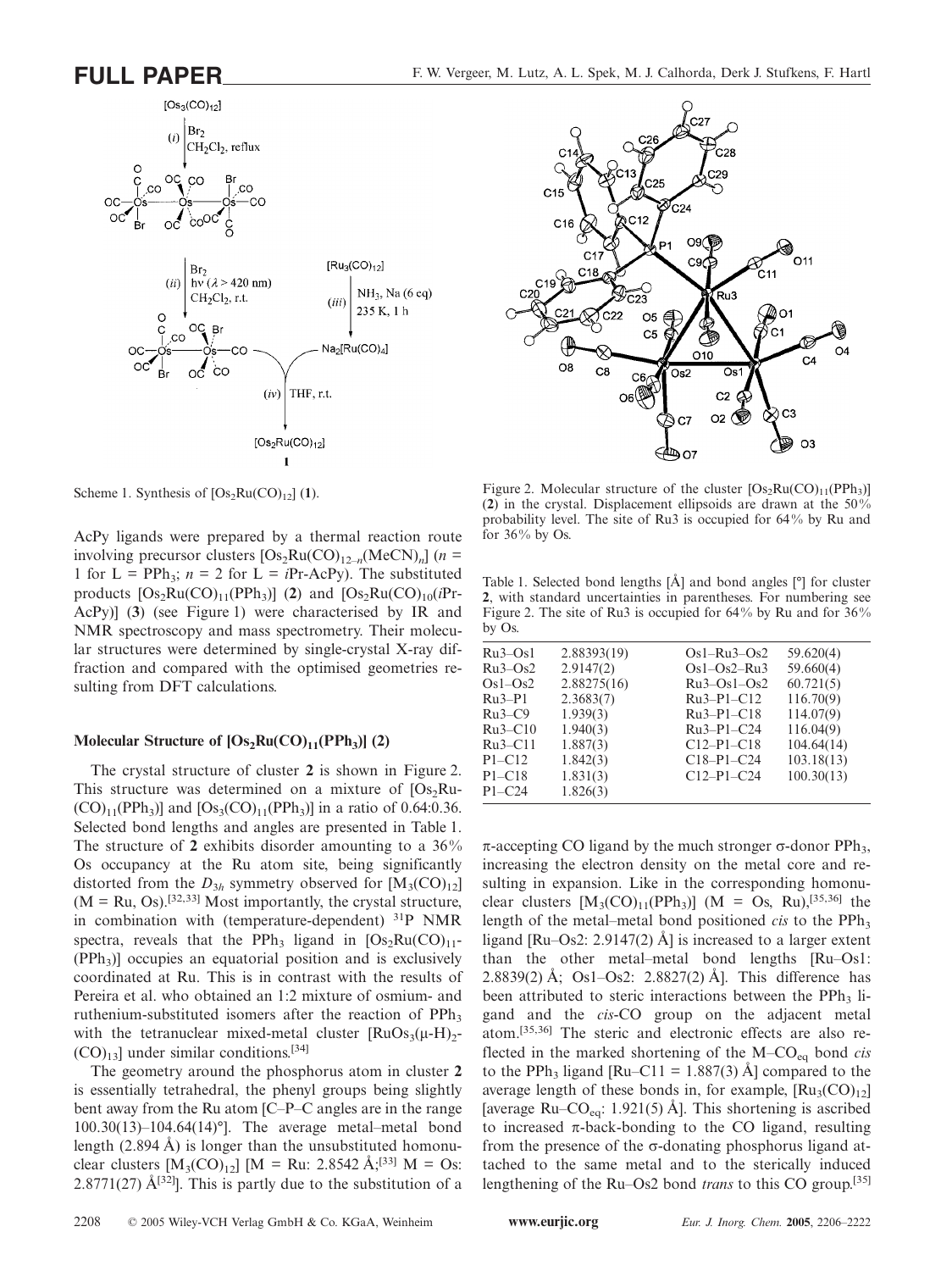Scheme 1. Synthesis of $[Os_2Ru(CO)_{12}]$ (**1**).

AcPy ligands were prepared by a thermal reaction route involving precursor clusters $[Os_2Ru(CO)_{12-n}(MeCN)_n]$ ($n$ = 1 for L = $PPh_3$; $n$ = 2 for L = *i*Pr-AcPy). The substituted products $[Os_2Ru(CO)_{11}(PPh_3)]$ (**2**) and $[Os_2Ru(CO)_{10}(i\text{Pr-AcPy})]$ (**3**) (see Figure 1) were characterised by IR and NMR spectroscopy and mass spectrometry. Their molecular structures were determined by single-crystal X-ray diffraction and compared with the optimised geometries resulting from DFT calculations.

### Molecular Structure of $[Os_2Ru(CO)_{11}(PPh_3)]$ (2)

The crystal structure of cluster **2** is shown in Figure 2. This structure was determined on a mixture of $[Os_2Ru(CO)_{11}(PPh_3)]$ and $[Os_3(CO)_{11}(PPh_3)]$ in a ratio of 0.64:0.36. Selected bond lengths and angles are presented in Table 1. The structure of **2** exhibits disorder amounting to a 36% Os occupancy at the Ru atom site, being significantly distorted from the $D_{3h}$ symmetry observed for $[M_3(CO)_{12}]$ (M = Ru, Os).[32,33] Most importantly, the crystal structure, in combination with (temperature-dependent) $^{31}$P NMR spectra, reveals that the $PPh_3$ ligand in $[Os_2Ru(CO)_{11}(PPh_3)]$ occupies an equatorial position and is exclusively coordinated at Ru. This is in contrast with the results of Pereira et al. who obtained an 1:2 mixture of osmium- and ruthenium-substituted isomers after the reaction of $PPh_3$ with the tetranuclear mixed-metal cluster $[RuOs_3(\mu\text{-H})_2(CO)_{13}]$ under similar conditions.[34]

The geometry around the phosphorus atom in cluster **2** is essentially tetrahedral, the phenyl groups being slightly bent away from the Ru atom [C–P–C angles are in the range 100.30(13)–104.64(14)°]. The average metal–metal bond length (2.894 Å) is longer than the unsubstituted homonuclear clusters $[M_3(CO)_{12}]$ [M = Ru: 2.8542 Å;[33] M = Os: 2.8771(27) Å[32]]. This is partly due to the substitution of a

Figure 2. Molecular structure of the cluster $[Os_2Ru(CO)_{11}(PPh_3)]$ (**2**) in the crystal. Displacement ellipsoids are drawn at the 50% probability level. The site of Ru3 is occupied for 64% by Ru and for 36% by Os.

Table 1. Selected bond lengths [Å] and bond angles [°] for cluster **2**, with standard uncertainties in parentheses. For numbering see Figure 2. The site of Ru3 is occupied for 64% by Ru and for 36% by Os.

| | | | |
|---|---|---|---|
| Ru3–Os1 | 2.88393(19) | Os1–Ru3–Os2 | 59.620(4) |
| Ru3–Os2 | 2.9147(2) | Os1–Os2–Ru3 | 59.660(4) |
| Os1–Os2 | 2.88275(16) | Ru3–Os1–Os2 | 60.721(5) |
| Ru3–P1 | 2.3683(7) | Ru3–P1–C12 | 116.70(9) |
| Ru3–C9 | 1.939(3) | Ru3–P1–C18 | 114.07(9) |
| Ru3–C10 | 1.940(3) | Ru3–P1–C24 | 116.04(9) |
| Ru3–C11 | 1.887(3) | C12–P1–C18 | 104.64(14) |
| P1–C12 | 1.842(3) | C18–P1–C24 | 103.18(13) |
| P1–C18 | 1.831(3) | C12–P1–C24 | 100.30(13) |
| P1–C24 | 1.826(3) | | |

π-accepting CO ligand by the much stronger σ-donor $PPh_3$, increasing the electron density on the metal core and resulting in expansion. Like in the corresponding homonuclear clusters $[M_3(CO)_{11}(PPh_3)]$ (M = Os, Ru),[35,36] the length of the metal–metal bond positioned *cis* to the $PPh_3$ ligand [Ru–Os2: 2.9147(2) Å] is increased to a larger extent than the other metal–metal bond lengths [Ru–Os1: 2.8839(2) Å; Os1–Os2: 2.8827(2) Å]. This difference has been attributed to steric interactions between the $PPh_3$ ligand and the *cis*-CO group on the adjacent metal atom.[35,36] The steric and electronic effects are also reflected in the marked shortening of the M–$CO_{eq}$ bond *cis* to the $PPh_3$ ligand [Ru–C11 = 1.887(3) Å] compared to the average length of these bonds in, for example, $[Ru_3(CO)_{12}]$ [average Ru–$CO_{eq}$: 1.921(5) Å]. This shortening is ascribed to increased π-back-bonding to the CO ligand, resulting from the presence of the σ-donating phosphorus ligand attached to the same metal and to the sterically induced lengthening of the Ru–Os2 bond *trans* to this CO group.[35]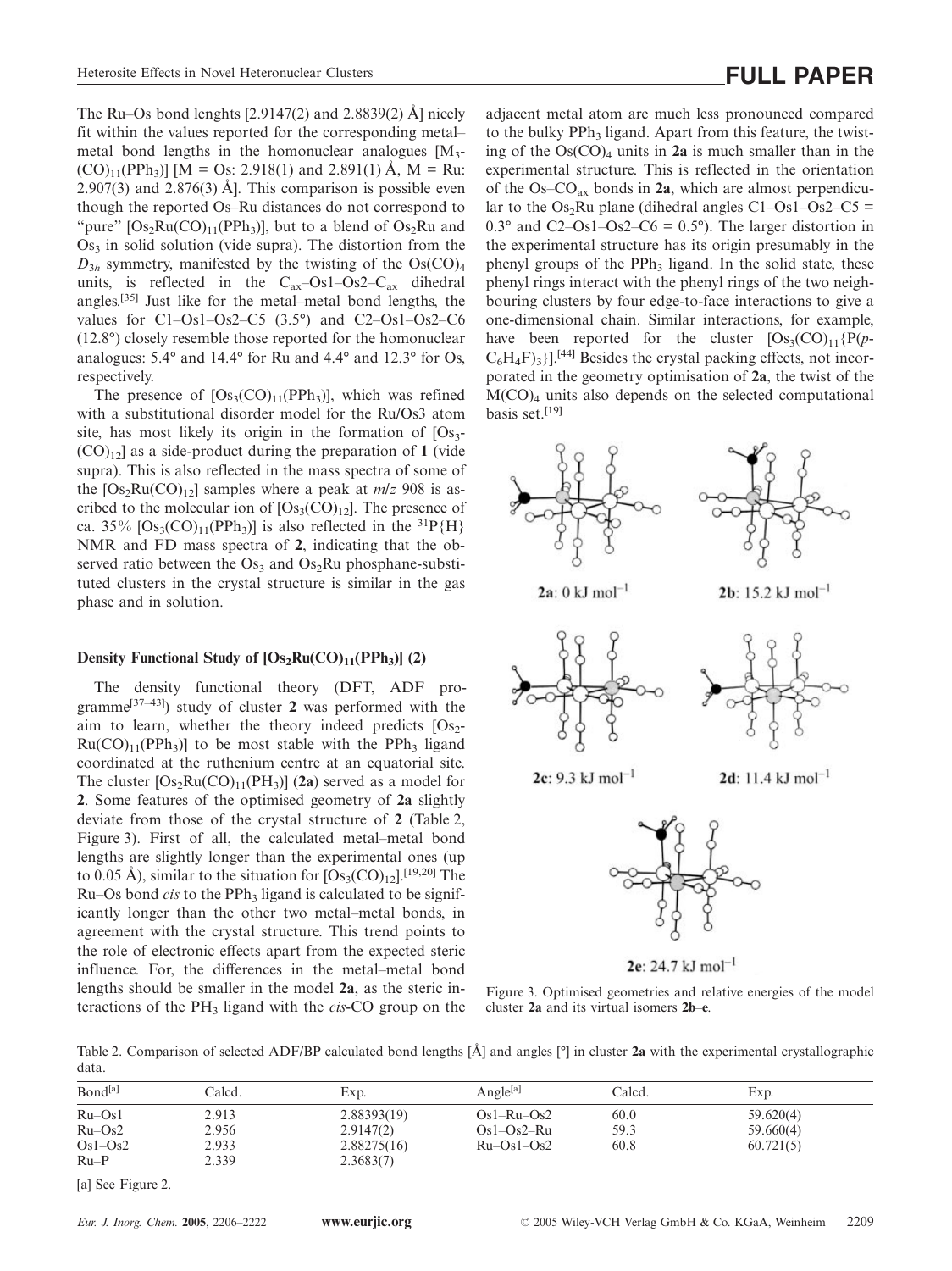The Ru–Os bond lenghts [2.9147(2) and 2.8839(2) Å] nicely fit within the values reported for the corresponding metal–metal bond lengths in the homonuclear analogues $[M_3(CO)_{11}(PPh_3)]$ [M = Os: 2.918(1) and 2.891(1) Å, M = Ru: 2.907(3) and 2.876(3) Å]. This comparison is possible even though the reported Os–Ru distances do not correspond to "pure" $[Os_2Ru(CO)_{11}(PPh_3)]$, but to a blend of $Os_2Ru$ and $Os_3$ in solid solution (vide supra). The distortion from the $D_{3h}$ symmetry, manifested by the twisting of the $Os(CO)_4$ units, is reflected in the $C_{ax}$–Os1–Os2–$C_{ax}$ dihedral angles.[35] Just like for the metal–metal bond lengths, the values for C1–Os1–Os2–C5 (3.5°) and C2–Os1–Os2–C6 (12.8°) closely resemble those reported for the homonuclear analogues: 5.4° and 14.4° for Ru and 4.4° and 12.3° for Os, respectively.

The presence of $[Os_3(CO)_{11}(PPh_3)]$, which was refined with a substitutional disorder model for the Ru/Os3 atom site, has most likely its origin in the formation of $[Os_3(CO)_{12}]$ as a side-product during the preparation of **1** (vide supra). This is also reflected in the mass spectra of some of the $[Os_2Ru(CO)_{12}]$ samples where a peak at $m/z$ 908 is ascribed to the molecular ion of $[Os_3(CO)_{12}]$. The presence of ca. 35% $[Os_3(CO)_{11}(PPh_3)]$ is also reflected in the $^{31}P\{H\}$ NMR and FD mass spectra of **2**, indicating that the observed ratio between the $Os_3$ and $Os_2Ru$ phosphane-substituted clusters in the crystal structure is similar in the gas phase and in solution.

### Density Functional Study of $[Os_2Ru(CO)_{11}(PPh_3)]$ (2)

The density functional theory (DFT, ADF programme[37–43]) study of cluster **2** was performed with the aim to learn, whether the theory indeed predicts $[Os_2Ru(CO)_{11}(PPh_3)]$ to be most stable with the $PPh_3$ ligand coordinated at the ruthenium centre at an equatorial site. The cluster $[Os_2Ru(CO)_{11}(PH_3)]$ (**2a**) served as a model for **2**. Some features of the optimised geometry of **2a** slightly deviate from those of the crystal structure of **2** (Table 2, Figure 3). First of all, the calculated metal–metal bond lengths are slightly longer than the experimental ones (up to 0.05 Å), similar to the situation for $[Os_3(CO)_{12}]$.[19,20] The Ru–Os bond *cis* to the $PPh_3$ ligand is calculated to be significantly longer than the other two metal–metal bonds, in agreement with the crystal structure. This trend points to the role of electronic effects apart from the expected steric influence. For, the differences in the metal–metal bond lengths should be smaller in the model **2a**, as the steric interactions of the $PH_3$ ligand with the *cis*-CO group on the adjacent metal atom are much less pronounced compared to the bulky $PPh_3$ ligand. Apart from this feature, the twisting of the $Os(CO)_4$ units in **2a** is much smaller than in the experimental structure. This is reflected in the orientation of the Os–$CO_{ax}$ bonds in **2a**, which are almost perpendicular to the $Os_2Ru$ plane (dihedral angles C1–Os1–Os2–C5 = 0.3° and C2–Os1–Os2–C6 = 0.5°). The larger distortion in the experimental structure has its origin presumably in the phenyl groups of the $PPh_3$ ligand. In the solid state, these phenyl rings interact with the phenyl rings of the two neighbouring clusters by four edge-to-face interactions to give a one-dimensional chain. Similar interactions, for example, have been reported for the cluster $[Os_3(CO)_{11}\{P(p\text{-}C_6H_4F)_3\}]$.[44] Besides the crystal packing effects, not incorporated in the geometry optimisation of **2a**, the twist of the $M(CO)_4$ units also depends on the selected computational basis set.[19]

**2a**: 0 kJ mol$^{-1}$ **2b**: 15.2 kJ mol$^{-1}$ **2c**: 9.3 kJ mol$^{-1}$ **2d**: 11.4 kJ mol$^{-1}$ **2e**: 24.7 kJ mol$^{-1}$

Figure 3. Optimised geometries and relative energies of the model cluster **2a** and its virtual isomers **2b**–**e**.

Table 2. Comparison of selected ADF/BP calculated bond lengths [Å] and angles [°] in cluster **2a** with the experimental crystallographic data.

| Bond[a] | Calcd. | Exp. | Angle[a] | Calcd. | Exp. |
|---|---|---|---|---|---|
| Ru–Os1 | 2.913 | 2.88393(19) | Os1–Ru–Os2 | 60.0 | 59.620(4) |
| Ru–Os2 | 2.956 | 2.9147(2) | Os1–Os2–Ru | 59.3 | 59.660(4) |
| Os1–Os2 | 2.933 | 2.88275(16) | Ru–Os1–Os2 | 60.8 | 60.721(5) |
| Ru–P | 2.339 | 2.3683(7) | | | |

[a] See Figure 2.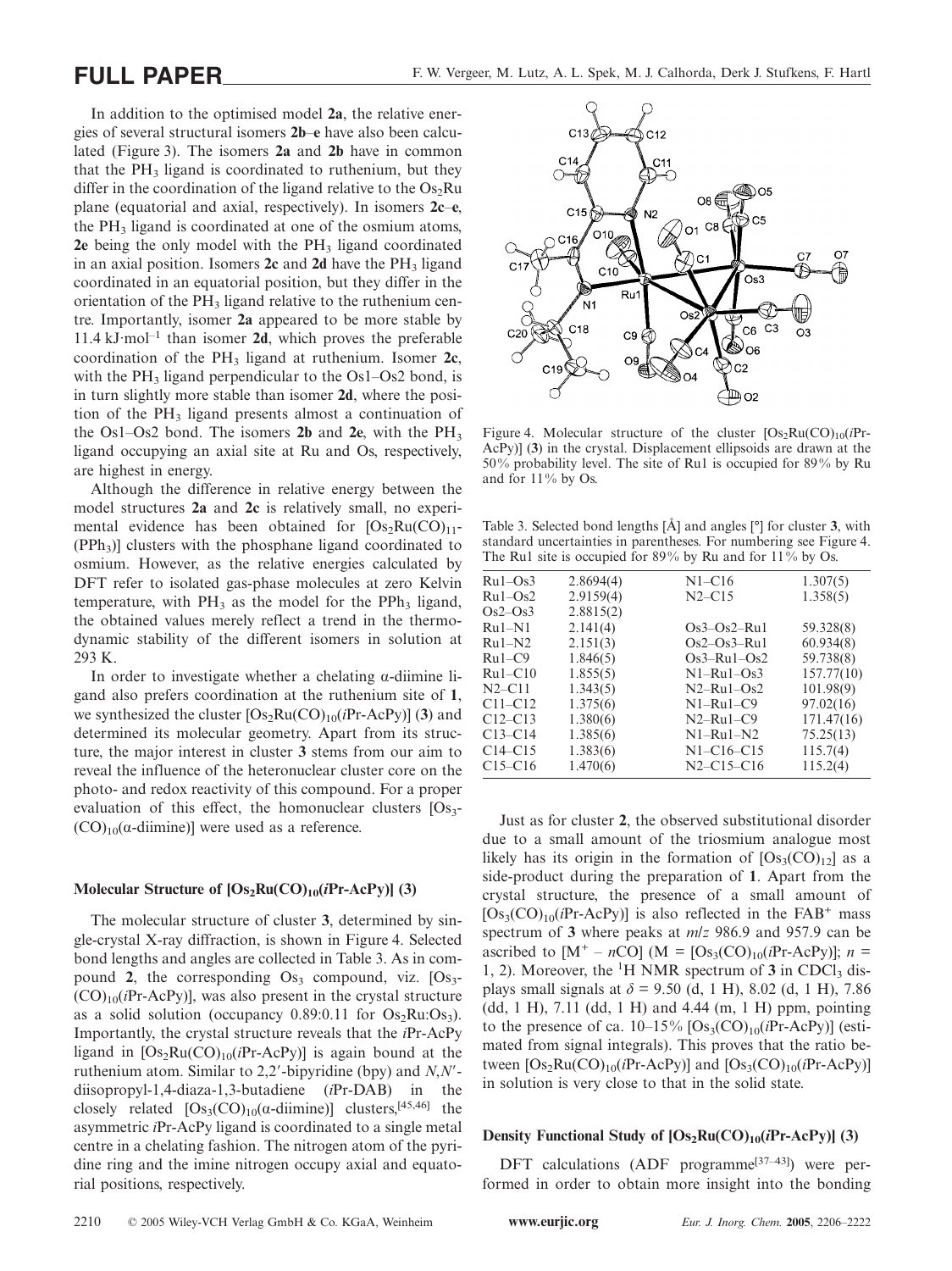In addition to the optimised model **2a**, the relative energies of several structural isomers **2b**–**e** have also been calculated (Figure 3). The isomers **2a** and **2b** have in common that the $PH_3$ ligand is coordinated to ruthenium, but they differ in the coordination of the ligand relative to the $Os_2Ru$ plane (equatorial and axial, respectively). In isomers **2c**–**e**, the $PH_3$ ligand is coordinated at one of the osmium atoms, **2e** being the only model with the $PH_3$ ligand coordinated in an axial position. Isomers **2c** and **2d** have the $PH_3$ ligand coordinated in an equatorial position, but they differ in the orientation of the $PH_3$ ligand relative to the ruthenium centre. Importantly, isomer **2a** appeared to be more stable by 11.4 kJ·mol$^{-1}$ than isomer **2d**, which proves the preferable coordination of the $PH_3$ ligand at ruthenium. Isomer **2c**, with the $PH_3$ ligand perpendicular to the Os1–Os2 bond, is in turn slightly more stable than isomer **2d**, where the position of the $PH_3$ ligand presents almost a continuation of the Os1–Os2 bond. The isomers **2b** and **2e**, with the $PH_3$ ligand occupying an axial site at Ru and Os, respectively, are highest in energy.

Although the difference in relative energy between the model structures **2a** and **2c** is relatively small, no experimental evidence has been obtained for $[Os_2Ru(CO)_{11}(PPh_3)]$ clusters with the phosphane ligand coordinated to osmium. However, as the relative energies calculated by DFT refer to isolated gas-phase molecules at zero Kelvin temperature, with $PH_3$ as the model for the $PPh_3$ ligand, the obtained values merely reflect a trend in the thermodynamic stability of the different isomers in solution at 293 K.

In order to investigate whether a chelating α-diimine ligand also prefers coordination at the ruthenium site of **1**, we synthesized the cluster $[Os_2Ru(CO)_{10}(i\text{Pr-AcPy})]$ (**3**) and determined its molecular geometry. Apart from its structure, the major interest in cluster **3** stems from our aim to reveal the influence of the heteronuclear cluster core on the photo- and redox reactivity of this compound. For a proper evaluation of this effect, the homonuclear clusters $[Os_3(CO)_{10}(\alpha\text{-diimine})]$ were used as a reference.

### Molecular Structure of $[Os_2Ru(CO)_{10}(i\text{Pr-AcPy})]$ (3)

The molecular structure of cluster **3**, determined by single-crystal X-ray diffraction, is shown in Figure 4. Selected bond lengths and angles are collected in Table 3. As in compound **2**, the corresponding $Os_3$ compound, viz. $[Os_3(CO)_{10}(i\text{Pr-AcPy})]$, was also present in the crystal structure as a solid solution (occupancy 0.89:0.11 for $Os_2Ru$:$Os_3$). Importantly, the crystal structure reveals that the *i*Pr-AcPy ligand in $[Os_2Ru(CO)_{10}(i\text{Pr-AcPy})]$ is again bound at the ruthenium atom. Similar to 2,2′-bipyridine (bpy) and *N*,*N*′-diisopropyl-1,4-diaza-1,3-butadiene (*i*Pr-DAB) in the closely related $[Os_3(CO)_{10}(\alpha\text{-diimine})]$ clusters,[45,46] the asymmetric *i*Pr-AcPy ligand is coordinated to a single metal centre in a chelating fashion. The nitrogen atom of the pyridine ring and the imine nitrogen occupy axial and equatorial positions, respectively.

Figure 4. Molecular structure of the cluster $[Os_2Ru(CO)_{10}(i\text{Pr-AcPy})]$ (**3**) in the crystal. Displacement ellipsoids are drawn at the 50% probability level. The site of Ru1 is occupied for 89% by Ru and for 11% by Os.

Table 3. Selected bond lengths [Å] and angles [°] for cluster **3**, with standard uncertainties in parentheses. For numbering see Figure 4. The Ru1 site is occupied for 89% by Ru and for 11% by Os.

| | | | |
|---|---|---|---|
| Ru1–Os3 | 2.8694(4) | N1–C16 | 1.307(5) |
| Ru1–Os2 | 2.9159(4) | N2–C15 | 1.358(5) |
| Os2–Os3 | 2.8815(2) | | |
| Ru1–N1 | 2.141(4) | Os3–Os2–Ru1 | 59.328(8) |
| Ru1–N2 | 2.151(3) | Os2–Os3–Ru1 | 60.934(8) |
| Ru1–C9 | 1.846(5) | Os3–Ru1–Os2 | 59.738(8) |
| Ru1–C10 | 1.855(5) | N1–Ru1–Os3 | 157.77(10) |
| N2–C11 | 1.343(5) | N2–Ru1–Os2 | 101.98(9) |
| C11–C12 | 1.375(6) | N1–Ru1–C9 | 97.02(16) |
| C12–C13 | 1.380(6) | N2–Ru1–C9 | 171.47(16) |
| C13–C14 | 1.385(6) | N1–Ru1–N2 | 75.25(13) |
| C14–C15 | 1.383(6) | N1–C16–C15 | 115.7(4) |
| C15–C16 | 1.470(6) | N2–C15–C16 | 115.2(4) |

Just as for cluster **2**, the observed substitutional disorder due to a small amount of the triosmium analogue most likely has its origin in the formation of $[Os_3(CO)_{12}]$ as a side-product during the preparation of **1**. Apart from the crystal structure, the presence of a small amount of $[Os_3(CO)_{10}(i\text{Pr-AcPy})]$ is also reflected in the FAB$^+$ mass spectrum of **3** where peaks at *m*/*z* 986.9 and 957.9 can be ascribed to $[M^+ - n\text{CO}]$ (M = $[Os_3(CO)_{10}(i\text{Pr-AcPy})]$; $n$ = 1, 2). Moreover, the $^1$H NMR spectrum of **3** in $CDCl_3$ displays small signals at δ = 9.50 (d, 1 H), 8.02 (d, 1 H), 7.86 (dd, 1 H), 7.11 (dd, 1 H) and 4.44 (m, 1 H) ppm, pointing to the presence of ca. 10–15% $[Os_3(CO)_{10}(i\text{Pr-AcPy})]$ (estimated from signal integrals). This proves that the ratio between $[Os_2Ru(CO)_{10}(i\text{Pr-AcPy})]$ and $[Os_3(CO)_{10}(i\text{Pr-AcPy})]$ in solution is very close to that in the solid state.

### Density Functional Study of $[Os_2Ru(CO)_{10}(i\text{Pr-AcPy})]$ (3)

DFT calculations (ADF programme[37–43]) were performed in order to obtain more insight into the bonding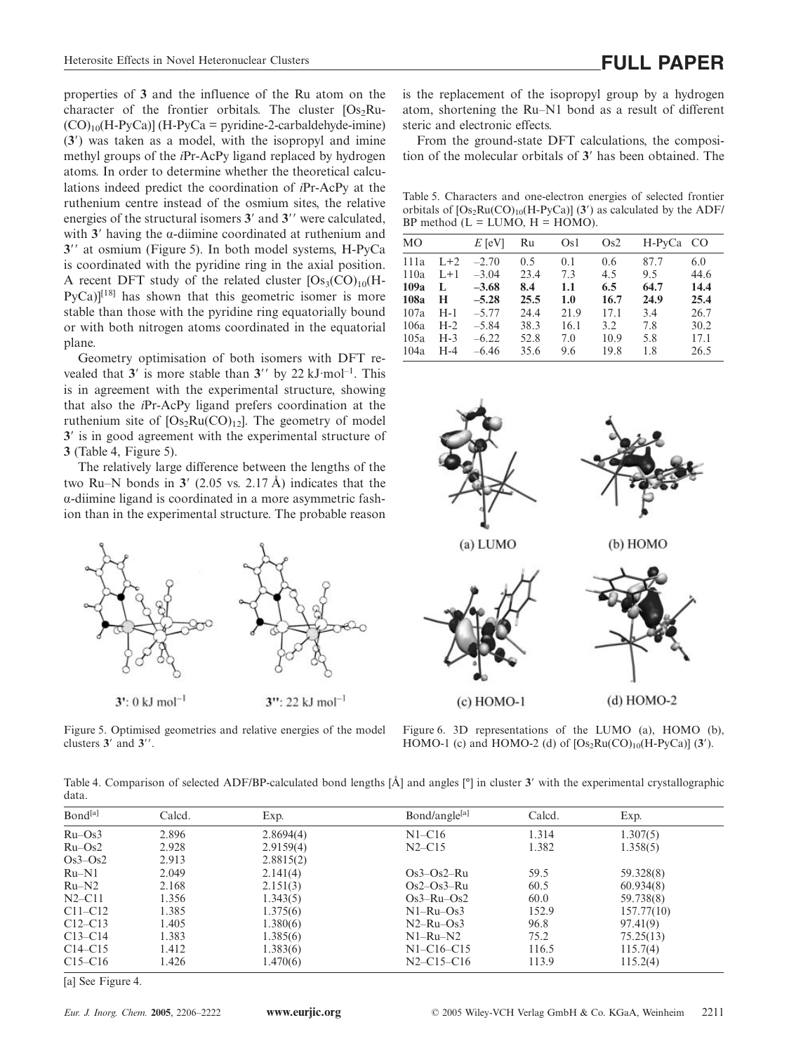properties of **3** and the influence of the Ru atom on the character of the frontier orbitals. The cluster $[Os_2Ru(CO)_{10}(H\text{-}PyCa)]$ (H-PyCa = pyridine-2-carbaldehyde-imine) (**3′**) was taken as a model, with the isopropyl and imine methyl groups of the *i*Pr-AcPy ligand replaced by hydrogen atoms. In order to determine whether the theoretical calculations indeed predict the coordination of *i*Pr-AcPy at the ruthenium centre instead of the osmium sites, the relative energies of the structural isomers **3′** and **3′′** were calculated, with **3′** having the α-diimine coordinated at ruthenium and **3′′** at osmium (Figure 5). In both model systems, H-PyCa is coordinated with the pyridine ring in the axial position. A recent DFT study of the related cluster $[Os_3(CO)_{10}(H\text{-}PyCa)]$[18] has shown that this geometric isomer is more stable than those with the pyridine ring equatorially bound or with both nitrogen atoms coordinated in the equatorial plane.

Geometry optimisation of both isomers with DFT revealed that **3′** is more stable than **3′′** by 22 kJ·mol–1. This is in agreement with the experimental structure, showing that also the *i*Pr-AcPy ligand prefers coordination at the ruthenium site of $[Os_2Ru(CO)_{12}]$. The geometry of model **3′** is in good agreement with the experimental structure of **3** (Table 4, Figure 5).

The relatively large difference between the lengths of the two Ru–N bonds in **3′** (2.05 vs. 2.17 Å) indicates that the α-diimine ligand is coordinated in a more asymmetric fashion than in the experimental structure. The probable reason is the replacement of the isopropyl group by a hydrogen atom, shortening the Ru–N1 bond as a result of different steric and electronic effects.

**3′**: 0 kJ mol–1 **3′′**: 22 kJ mol–1

Figure 5. Optimised geometries and relative energies of the model clusters **3′** and **3′′**.

From the ground-state DFT calculations, the composition of the molecular orbitals of **3′** has been obtained. The

Table 5. Characters and one-electron energies of selected frontier orbitals of $[Os_2Ru(CO)_{10}(H\text{-}PyCa)]$ (**3′**) as calculated by the ADF/BP method (L = LUMO, H = HOMO).

| MO | | E [eV] | Ru | Os1 | Os2 | H-PyCa | CO |
|---|---|---|---|---|---|---|---|
| 111a | L+2 | –2.70 | 0.5 | 0.1 | 0.6 | 87.7 | 6.0 |
| 110a | L+1 | –3.04 | 23.4 | 7.3 | 4.5 | 9.5 | 44.6 |
| **109a** | **L** | **–3.68** | **8.4** | **1.1** | **6.5** | **64.7** | **14.4** |
| **108a** | **H** | **–5.28** | **25.5** | **1.0** | **16.7** | **24.9** | **25.4** |
| 107a | H-1 | –5.77 | 24.4 | 21.9 | 17.1 | 3.4 | 26.7 |
| 106a | H-2 | –5.84 | 38.3 | 16.1 | 3.2 | 7.8 | 30.2 |
| 105a | H-3 | –6.22 | 52.8 | 7.0 | 10.9 | 5.8 | 17.1 |
| 104a | H-4 | –6.46 | 35.6 | 9.6 | 19.8 | 1.8 | 26.5 |

(a) LUMO (b) HOMO (c) HOMO-1 (d) HOMO-2

Figure 6. 3D representations of the LUMO (a), HOMO (b), HOMO-1 (c) and HOMO-2 (d) of $[Os_2Ru(CO)_{10}(H\text{-}PyCa)]$ (**3′**).

Table 4. Comparison of selected ADF/BP-calculated bond lengths [Å] and angles [°] in cluster **3′** with the experimental crystallographic data.

| Bond[a] | Calcd. | Exp. | Bond/angle[a] | Calcd. | Exp. |
|---|---|---|---|---|---|
| Ru–Os3 | 2.896 | 2.8694(4) | N1–C16 | 1.314 | 1.307(5) |
| Ru–Os2 | 2.928 | 2.9159(4) | N2–C15 | 1.382 | 1.358(5) |
| Os3–Os2 | 2.913 | 2.8815(2) | | | |
| Ru–N1 | 2.049 | 2.141(4) | Os3–Os2–Ru | 59.5 | 59.328(8) |
| Ru–N2 | 2.168 | 2.151(3) | Os2–Os3–Ru | 60.5 | 60.934(8) |
| N2–C11 | 1.356 | 1.343(5) | Os3–Ru–Os2 | 60.0 | 59.738(8) |
| C11–C12 | 1.385 | 1.375(6) | N1–Ru–Os3 | 152.9 | 157.77(10) |
| C12–C13 | 1.405 | 1.380(6) | N2–Ru–Os3 | 96.8 | 97.41(9) |
| C13–C14 | 1.383 | 1.385(6) | N1–Ru–N2 | 75.2 | 75.25(13) |
| C14–C15 | 1.412 | 1.383(6) | N1–C16–C15 | 116.5 | 115.7(4) |
| C15–C16 | 1.426 | 1.470(6) | N2–C15–C16 | 113.9 | 115.2(4) |

[a] See Figure 4.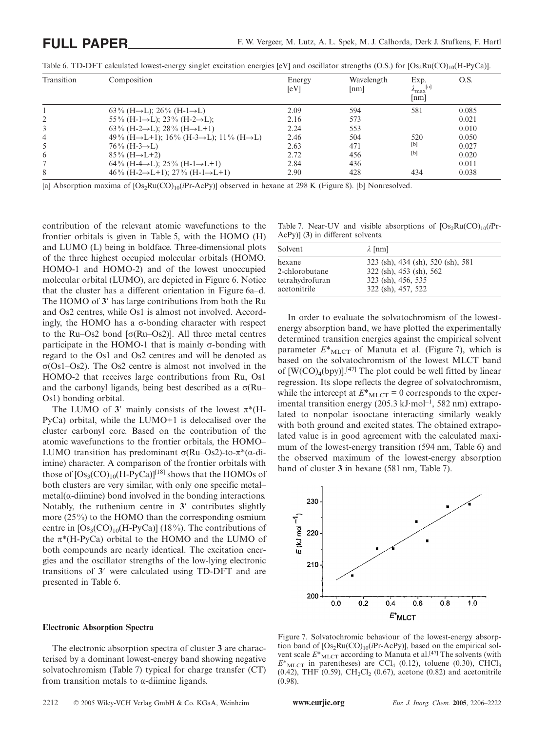Table 6. TD-DFT calculated lowest-energy singlet excitation energies [eV] and oscillator strengths (O.S.) for $[Os_2Ru(CO)_{10}(H\text{-}PyCa)]$.

| Transition | Composition | Energy [eV] | Wavelength [nm] | Exp. $\lambda_{max}$[a] [nm] | O.S. |
|---|---|---|---|---|---|
| 1 | 63% (H→L); 26% (H-1→L) | 2.09 | 594 | 581 | 0.085 |
| 2 | 55% (H-1→L); 23% (H-2→L); | 2.16 | 573 | | 0.021 |
| 3 | 63% (H-2→L); 28% (H→L+1) | 2.24 | 553 | | 0.010 |
| 4 | 49% (H→L+1); 16% (H-3→L); 11% (H→L) | 2.46 | 504 | 520 | 0.050 |
| 5 | 76% (H-3→L) | 2.63 | 471 | [b] | 0.027 |
| 6 | 85% (H→L+2) | 2.72 | 456 | [b] | 0.020 |
| 7 | 64% (H-4→L); 25% (H-1→L+1) | 2.84 | 436 | | 0.011 |
| 8 | 46% (H-2→L+1); 27% (H-1→L+1) | 2.90 | 428 | 434 | 0.038 |

[a] Absorption maxima of $[Os_2Ru(CO)_{10}(i\text{Pr-AcPy})]$ observed in hexane at 298 K (Figure 8). [b] Nonresolved.

contribution of the relevant atomic wavefunctions to the frontier orbitals is given in Table 5, with the HOMO (H) and LUMO (L) being in boldface. Three-dimensional plots of the three highest occupied molecular orbitals (HOMO, HOMO-1 and HOMO-2) and of the lowest unoccupied molecular orbital (LUMO), are depicted in Figure 6. Notice that the cluster has a different orientation in Figure 6a–d. The HOMO of **3′** has large contributions from both the Ru and Os2 centres, while Os1 is almost not involved. Accordingly, the HOMO has a σ-bonding character with respect to the Ru–Os2 bond [σ(Ru–Os2)]. All three metal centres participate in the HOMO-1 that is mainly σ-bonding with regard to the Os1 and Os2 centres and will be denoted as σ(Os1–Os2). The Os2 centre is almost not involved in the HOMO-2 that receives large contributions from Ru, Os1 and the carbonyl ligands, being best described as a σ(Ru–Os1) bonding orbital.

The LUMO of **3′** mainly consists of the lowest π*(H-PyCa) orbital, while the LUMO+1 is delocalised over the cluster carbonyl core. Based on the contribution of the atomic wavefunctions to the frontier orbitals, the HOMO–LUMO transition has predominant σ(Ru–Os2)-to-π*(α-diimine) character. A comparison of the frontier orbitals with those of $[Os_3(CO)_{10}(H\text{-}PyCa)]$[18] shows that the HOMOs of both clusters are very similar, with only one specific metal–metal(α-diimine) bond involved in the bonding interactions. Notably, the ruthenium centre in **3′** contributes slightly more (25%) to the HOMO than the corresponding osmium centre in $[Os_3(CO)_{10}(H\text{-}PyCa)]$ (18%). The contributions of the π*(H-PyCa) orbital to the HOMO and the LUMO of both compounds are nearly identical. The excitation energies and the oscillator strengths of the low-lying electronic transitions of **3′** were calculated using TD-DFT and are presented in Table 6.

## Electronic Absorption Spectra

The electronic absorption spectra of cluster **3** are characterised by a dominant lowest-energy band showing negative solvatochromism (Table 7) typical for charge transfer (CT) from transition metals to α-diimine ligands.

Table 7. Near-UV and visible absorptions of $[Os_2Ru(CO)_{10}(i\text{Pr-AcPy})]$ (**3**) in different solvents.

| Solvent | $\lambda$ [nm] |
|---|---|
| hexane | 323 (sh), 434 (sh), 520 (sh), 581 |
| 2-chlorobutane | 322 (sh), 453 (sh), 562 |
| tetrahydrofuran | 323 (sh), 456, 535 |
| acetonitrile | 322 (sh), 457, 522 |

In order to evaluate the solvatochromism of the lowest-energy absorption band, we have plotted the experimentally determined transition energies against the empirical solvent parameter $E^*_{MLCT}$ of Manuta et al. (Figure 7), which is based on the solvatochromism of the lowest MLCT band of $[W(CO)_4(bpy)]$.[47] The plot could be well fitted by linear regression. Its slope reflects the degree of solvatochromism, while the intercept at $E^*_{MLCT} = 0$ corresponds to the experimental transition energy (205.3 kJ·mol$^{-1}$, 582 nm) extrapolated to nonpolar isooctane interacting similarly weakly with both ground and excited states. The obtained extrapolated value is in good agreement with the calculated maximum of the lowest-energy transition (594 nm, Table 6) and the observed maximum of the lowest-energy absorption band of cluster **3** in hexane (581 nm, Table 7).

Figure 7. Solvatochromic behaviour of the lowest-energy absorption band of $[Os_2Ru(CO)_{10}(i\text{Pr-AcPy})]$, based on the empirical solvent scale $E^*_{MLCT}$ according to Manuta et al.[47] The solvents (with $E^*_{MLCT}$ in parentheses) are $CCl_4$ (0.12), toluene (0.30), $CHCl_3$ (0.42), THF (0.59), $CH_2Cl_2$ (0.67), acetone (0.82) and acetonitrile (0.98).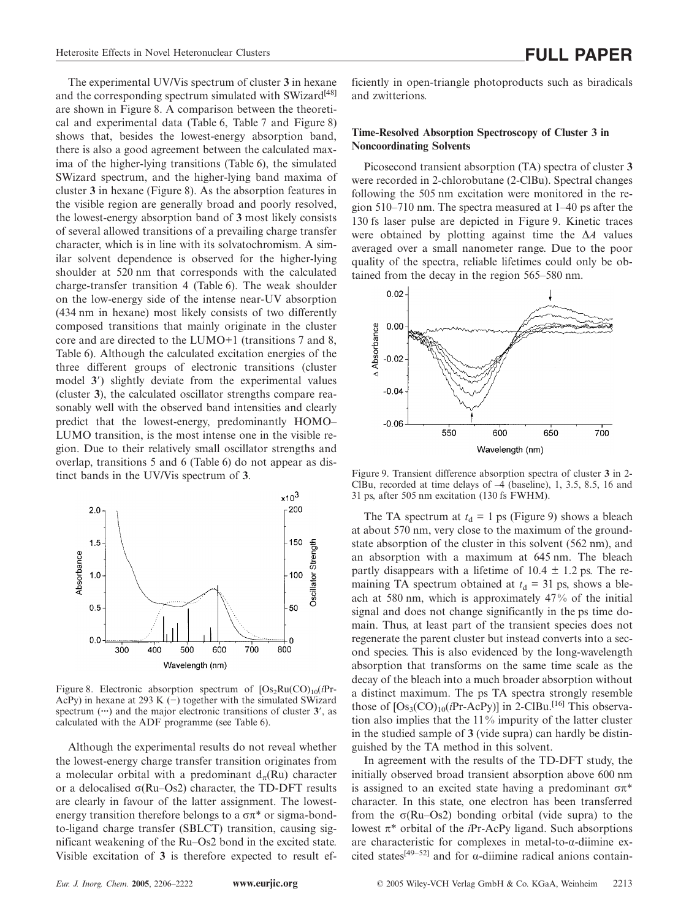The experimental UV/Vis spectrum of cluster **3** in hexane and the corresponding spectrum simulated with SWizard[48] are shown in Figure 8. A comparison between the theoretical and experimental data (Table 6, Table 7 and Figure 8) shows that, besides the lowest-energy absorption band, there is also a good agreement between the calculated maxima of the higher-lying transitions (Table 6), the simulated SWizard spectrum, and the higher-lying band maxima of cluster **3** in hexane (Figure 8). As the absorption features in the visible region are generally broad and poorly resolved, the lowest-energy absorption band of **3** most likely consists of several allowed transitions of a prevailing charge transfer character, which is in line with its solvatochromism. A similar solvent dependence is observed for the higher-lying shoulder at 520 nm that corresponds with the calculated charge-transfer transition 4 (Table 6). The weak shoulder on the low-energy side of the intense near-UV absorption (434 nm in hexane) most likely consists of two differently composed transitions that mainly originate in the cluster core and are directed to the LUMO+1 (transitions 7 and 8, Table 6). Although the calculated excitation energies of the three different groups of electronic transitions (cluster model **3′**) slightly deviate from the experimental values (cluster **3**), the calculated oscillator strengths compare reasonably well with the observed band intensities and clearly predict that the lowest-energy, predominantly HOMO–LUMO transition, is the most intense one in the visible region. Due to their relatively small oscillator strengths and overlap, transitions 5 and 6 (Table 6) do not appear as distinct bands in the UV/Vis spectrum of **3**.

Figure 8. Electronic absorption spectrum of $[Os_2Ru(CO)_{10}(i\text{Pr-AcPy})]$ in hexane at 293 K (–) together with the simulated SWizard spectrum (···) and the major electronic transitions of cluster **3′**, as calculated with the ADF programme (see Table 6).

Although the experimental results do not reveal whether the lowest-energy charge transfer transition originates from a molecular orbital with a predominant $d_\pi$(Ru) character or a delocalised σ(Ru–Os2) character, the TD-DFT results are clearly in favour of the latter assignment. The lowest-energy transition therefore belongs to a σπ* or sigma-bond-to-ligand charge transfer (SBLCT) transition, causing significant weakening of the Ru–Os2 bond in the excited state. Visible excitation of **3** is therefore expected to result efficiently in open-triangle photoproducts such as biradicals and zwitterions.

### Time-Resolved Absorption Spectroscopy of Cluster 3 in Noncoordinating Solvents

Picosecond transient absorption (TA) spectra of cluster **3** were recorded in 2-chlorobutane (2-ClBu). Spectral changes following the 505 nm excitation were monitored in the region 510–710 nm. The spectra measured at 1–40 ps after the 130 fs laser pulse are depicted in Figure 9. Kinetic traces were obtained by plotting against time the Δ*A* values averaged over a small nanometer range. Due to the poor quality of the spectra, reliable lifetimes could only be obtained from the decay in the region 565–580 nm.

Figure 9. Transient difference absorption spectra of cluster **3** in 2-ClBu, recorded at time delays of –4 (baseline), 1, 3.5, 8.5, 16 and 31 ps, after 505 nm excitation (130 fs FWHM).

The TA spectrum at $t_d$ = 1 ps (Figure 9) shows a bleach at about 570 nm, very close to the maximum of the ground-state absorption of the cluster in this solvent (562 nm), and an absorption with a maximum at 645 nm. The bleach partly disappears with a lifetime of 10.4 ± 1.2 ps. The remaining TA spectrum obtained at $t_d$ = 31 ps, shows a bleach at 580 nm, which is approximately 47% of the initial signal and does not change significantly in the ps time domain. Thus, at least part of the transient species does not regenerate the parent cluster but instead converts into a second species. This is also evidenced by the long-wavelength absorption that transforms on the same time scale as the decay of the bleach into a much broader absorption without a distinct maximum. The ps TA spectra strongly resemble those of $[Os_3(CO)_{10}(i\text{Pr-AcPy})]$ in 2-ClBu.[16] This observation also implies that the 11% impurity of the latter cluster in the studied sample of **3** (vide supra) can hardly be distinguished by the TA method in this solvent.

In agreement with the results of the TD-DFT study, the initially observed broad transient absorption above 600 nm is assigned to an excited state having a predominant σπ* character. In this state, one electron has been transferred from the σ(Ru–Os2) bonding orbital (vide supra) to the lowest π* orbital of the *i*Pr-AcPy ligand. Such absorptions are characteristic for complexes in metal-to-α-diimine excited states[49–52] and for α-diimine radical anions contain-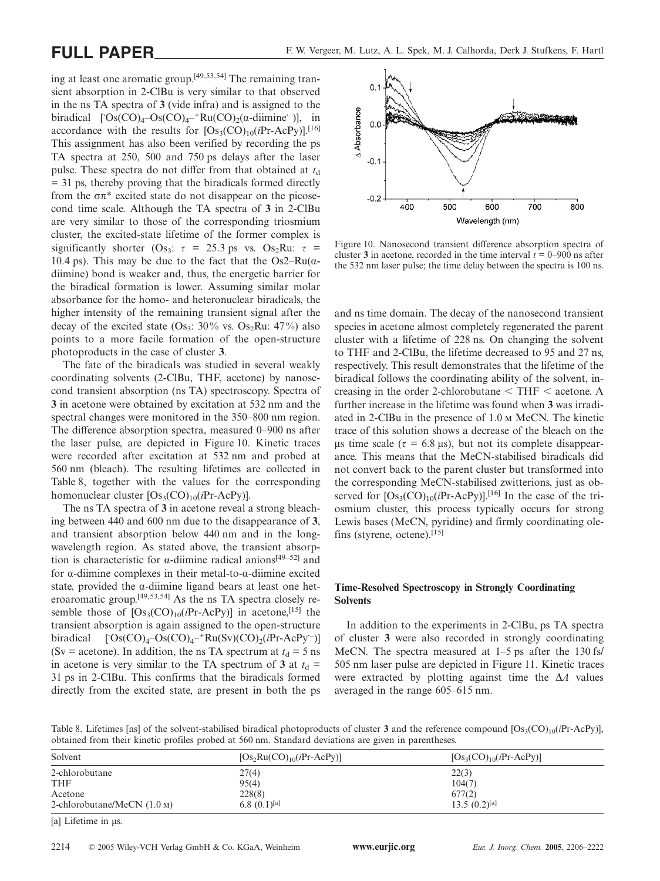ing at least one aromatic group.[49,53,54] The remaining transient absorption in 2-ClBu is very similar to that observed in the ns TA spectra of **3** (vide infra) and is assigned to the biradical [$^{\cdot}Os(CO)_4–Os(CO)_4–^{+}Ru(CO)_2(\alpha\text{-diimine}^{\cdot-})$], in accordance with the results for [$Os_3(CO)_{10}$(*i*Pr-AcPy)].[16] This assignment has also been verified by recording the ps TA spectra at 250, 500 and 750 ps delays after the laser pulse. These spectra do not differ from that obtained at $t_d$ = 31 ps, thereby proving that the biradicals formed directly from the $\sigma\pi^*$ excited state do not disappear on the picosecond time scale. Although the TA spectra of **3** in 2-ClBu are very similar to those of the corresponding triosmium cluster, the excited-state lifetime of the former complex is significantly shorter ($Os_3$: $\tau$ = 25.3 ps vs. $Os_2Ru$: $\tau$ = 10.4 ps). This may be due to the fact that the Os2–Ru(α-diimine) bond is weaker and, thus, the energetic barrier for the biradical formation is lower. Assuming similar molar absorbance for the homo- and heteronuclear biradicals, the higher intensity of the remaining transient signal after the decay of the excited state ($Os_3$: 30% vs. $Os_2Ru$: 47%) also points to a more facile formation of the open-structure photoproducts in the case of cluster **3**.

The fate of the biradicals was studied in several weakly coordinating solvents (2-ClBu, THF, acetone) by nanosecond transient absorption (ns TA) spectroscopy. Spectra of **3** in acetone were obtained by excitation at 532 nm and the spectral changes were monitored in the 350–800 nm region. The difference absorption spectra, measured 0–900 ns after the laser pulse, are depicted in Figure 10. Kinetic traces were recorded after excitation at 532 nm and probed at 560 nm (bleach). The resulting lifetimes are collected in Table 8, together with the values for the corresponding homonuclear cluster [$Os_3(CO)_{10}$(*i*Pr-AcPy)].

The ns TA spectra of **3** in acetone reveal a strong bleaching between 440 and 600 nm due to the disappearance of **3**, and transient absorption below 440 nm and in the long-wavelength region. As stated above, the transient absorption is characteristic for α-diimine radical anions[49–52] and for α-diimine complexes in their metal-to-α-diimine excited state, provided the α-diimine ligand bears at least one heteroaromatic group.[49,53,54] As the ns TA spectra closely resemble those of [$Os_3(CO)_{10}$(*i*Pr-AcPy)] in acetone,[15] the transient absorption is again assigned to the open-structure biradical [$^{\cdot}Os(CO)_4–Os(CO)_4–^{+}Ru(Sv)(CO)_2$(*i*Pr-AcPy$^{\cdot-}$)] (Sv = acetone). In addition, the ns TA spectrum at $t_d$ = 5 ns in acetone is very similar to the TA spectrum of **3** at $t_d$ = 31 ps in 2-ClBu. This confirms that the biradicals formed directly from the excited state, are present in both the ps and ns time domain. The decay of the nanosecond transient species in acetone almost completely regenerated the parent cluster with a lifetime of 228 ns. On changing the solvent to THF and 2-ClBu, the lifetime decreased to 95 and 27 ns, respectively. This result demonstrates that the lifetime of the biradical follows the coordinating ability of the solvent, increasing in the order 2-chlorobutane < THF < acetone. A further increase in the lifetime was found when **3** was irradiated in 2-ClBu in the presence of 1.0 M MeCN. The kinetic trace of this solution shows a decrease of the bleach on the μs time scale ($\tau$ = 6.8 μs), but not its complete disappearance. This means that the MeCN-stabilised biradicals did not convert back to the parent cluster but transformed into the corresponding MeCN-stabilised zwitterions, just as observed for [$Os_3(CO)_{10}$(*i*Pr-AcPy)].[16] In the case of the triosmium cluster, this process typically occurs for strong Lewis bases (MeCN, pyridine) and firmly coordinating olefins (styrene, octene).[15]

Figure 10. Nanosecond transient difference absorption spectra of cluster **3** in acetone, recorded in the time interval $t$ = 0–900 ns after the 532 nm laser pulse; the time delay between the spectra is 100 ns.

### Time-Resolved Spectroscopy in Strongly Coordinating Solvents

In addition to the experiments in 2-ClBu, ps TA spectra of cluster **3** were also recorded in strongly coordinating MeCN. The spectra measured at 1–5 ps after the 130 fs/505 nm laser pulse are depicted in Figure 11. Kinetic traces were extracted by plotting against time the $\Delta A$ values averaged in the range 605–615 nm.

Table 8. Lifetimes [ns] of the solvent-stabilised biradical photoproducts of cluster **3** and the reference compound [$Os_3(CO)_{10}$(*i*Pr-AcPy)], obtained from their kinetic profiles probed at 560 nm. Standard deviations are given in parentheses.

| Solvent | [$Os_2Ru(CO)_{10}$(*i*Pr-AcPy)] | [$Os_3(CO)_{10}$(*i*Pr-AcPy)] |
|---|---|---|
| 2-chlorobutane | 27(4) | 22(3) |
| THF | 95(4) | 104(7) |
| Acetone | 228(8) | 677(2) |
| 2-chlorobutane/MeCN (1.0 M) | 6.8 (0.1)[a] | 13.5 (0.2)[a] |

[a] Lifetime in μs.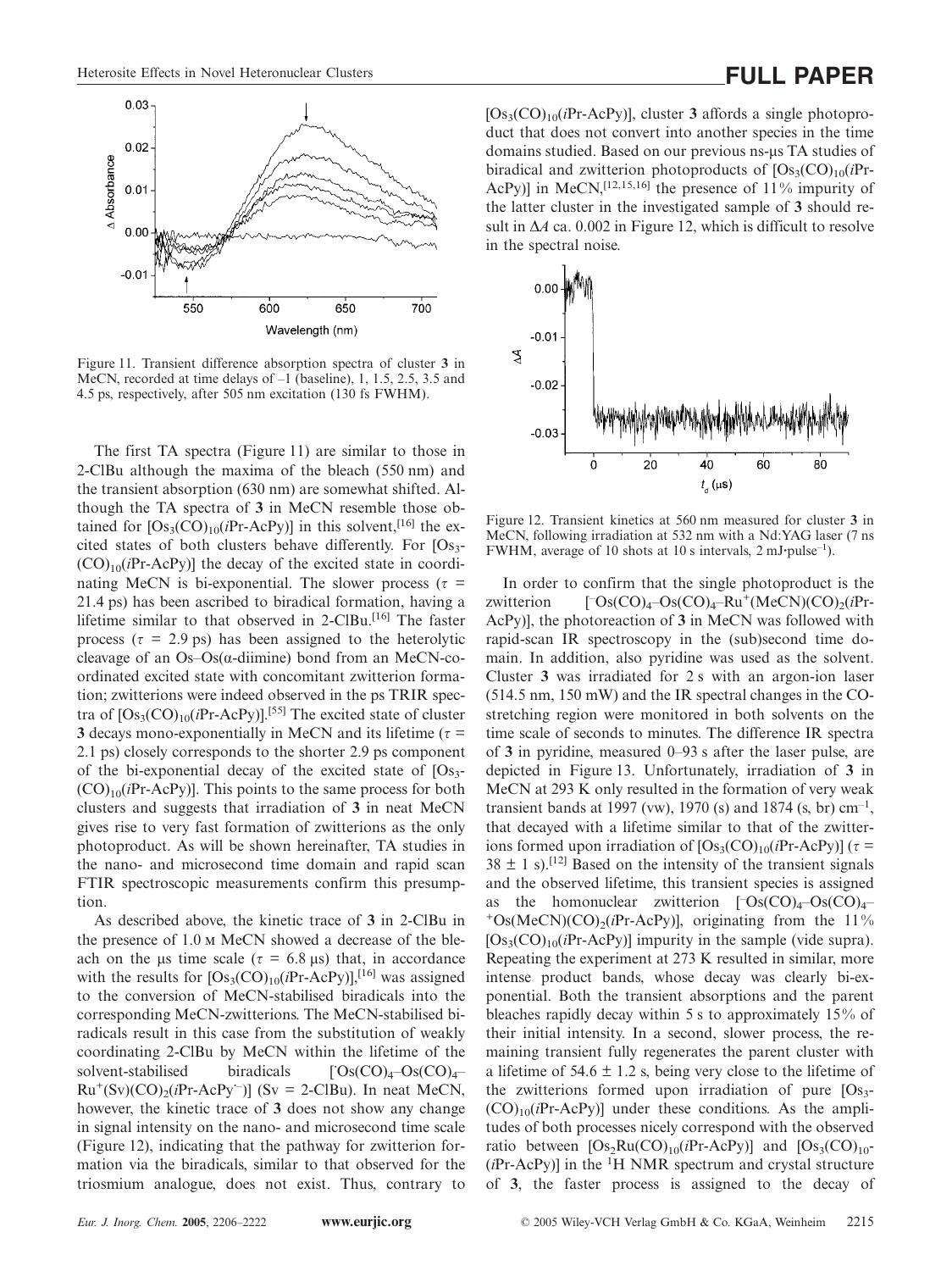Figure 11. Transient difference absorption spectra of cluster **3** in MeCN, recorded at time delays of –1 (baseline), 1, 1.5, 2.5, 3.5 and 4.5 ps, respectively, after 505 nm excitation (130 fs FWHM).

The first TA spectra (Figure 11) are similar to those in 2-ClBu although the maxima of the bleach (550 nm) and the transient absorption (630 nm) are somewhat shifted. Although the TA spectra of **3** in MeCN resemble those obtained for $[Os_3(CO)_{10}(i\text{Pr-AcPy})]$ in this solvent,[16] the excited states of both clusters behave differently. For $[Os_3(CO)_{10}(i\text{Pr-AcPy})]$ the decay of the excited state in coordinating MeCN is bi-exponential. The slower process ($\tau$ = 21.4 ps) has been ascribed to biradical formation, having a lifetime similar to that observed in 2-ClBu.[16] The faster process ($\tau$ = 2.9 ps) has been assigned to the heterolytic cleavage of an Os–Os(α-diimine) bond from an MeCN-coordinated excited state with concomitant zwitterion formation; zwitterions were indeed observed in the ps TRIR spectra of $[Os_3(CO)_{10}(i\text{Pr-AcPy})]$.[55] The excited state of cluster **3** decays mono-exponentially in MeCN and its lifetime ($\tau$ = 2.1 ps) closely corresponds to the shorter 2.9 ps component of the bi-exponential decay of the excited state of $[Os_3(CO)_{10}(i\text{Pr-AcPy})]$. This points to the same process for both clusters and suggests that irradiation of **3** in neat MeCN gives rise to very fast formation of zwitterions as the only photoproduct. As will be shown hereinafter, TA studies in the nano- and microsecond time domain and rapid scan FTIR spectroscopic measurements confirm this presumption.

As described above, the kinetic trace of **3** in 2-ClBu in the presence of 1.0 M MeCN showed a decrease of the bleach on the μs time scale ($\tau$ = 6.8 μs) that, in accordance with the results for $[Os_3(CO)_{10}(i\text{Pr-AcPy})]$,[16] was assigned to the conversion of MeCN-stabilised biradicals into the corresponding MeCN-zwitterions. The MeCN-stabilised biradicals result in this case from the substitution of weakly coordinating 2-ClBu by MeCN within the lifetime of the solvent-stabilised biradicals $[^{\cdot}Os(CO)_4\text{–}Os(CO)_4\text{–}Ru^{+}(Sv)(CO)_2(i\text{Pr-AcPy}^{\cdot-})]$ (Sv = 2-ClBu). In neat MeCN, however, the kinetic trace of **3** does not show any change in signal intensity on the nano- and microsecond time scale (Figure 12), indicating that the pathway for zwitterion formation via the biradicals, similar to that observed for the triosmium analogue, does not exist. Thus, contrary to $[Os_3(CO)_{10}(i\text{Pr-AcPy})]$, cluster **3** affords a single photoproduct that does not convert into another species in the time domains studied. Based on our previous ns-μs TA studies of biradical and zwitterion photoproducts of $[Os_3(CO)_{10}(i\text{Pr-AcPy})]$ in MeCN,[12,15,16] the presence of 11% impurity of the latter cluster in the investigated sample of **3** should result in $\Delta A$ ca. 0.002 in Figure 12, which is difficult to resolve in the spectral noise.

Figure 12. Transient kinetics at 560 nm measured for cluster **3** in MeCN, following irradiation at 532 nm with a Nd:YAG laser (7 ns FWHM, average of 10 shots at 10 s intervals, 2 mJ·pulse$^{-1}$).

In order to confirm that the single photoproduct is the zwitterion $[^{-}Os(CO)_4\text{–}Os(CO)_4\text{–}Ru^{+}(MeCN)(CO)_2(i\text{Pr-AcPy})]$, the photoreaction of **3** in MeCN was followed with rapid-scan IR spectroscopy in the (sub)second time domain. In addition, also pyridine was used as the solvent. Cluster **3** was irradiated for 2 s with an argon-ion laser (514.5 nm, 150 mW) and the IR spectral changes in the CO-stretching region were monitored in both solvents on the time scale of seconds to minutes. The difference IR spectra of **3** in pyridine, measured 0–93 s after the laser pulse, are depicted in Figure 13. Unfortunately, irradiation of **3** in MeCN at 293 K only resulted in the formation of very weak transient bands at 1997 (vw), 1970 (s) and 1874 (s, br) cm$^{-1}$, that decayed with a lifetime similar to that of the zwitterions formed upon irradiation of $[Os_3(CO)_{10}(i\text{Pr-AcPy})]$ ($\tau$ = 38 ± 1 s).[12] Based on the intensity of the transient signals and the observed lifetime, this transient species is assigned as the homonuclear zwitterion $[^{-}Os(CO)_4\text{–}Os(CO)_4\text{–}{}^{+}Os(MeCN)(CO)_2(i\text{Pr-AcPy})]$, originating from the 11% $[Os_3(CO)_{10}(i\text{Pr-AcPy})]$ impurity in the sample (vide supra). Repeating the experiment at 273 K resulted in similar, more intense product bands, whose decay was clearly bi-exponential. Both the transient absorptions and the parent bleaches rapidly decay within 5 s to approximately 15% of their initial intensity. In a second, slower process, the remaining transient fully regenerates the parent cluster with a lifetime of 54.6 ± 1.2 s, being very close to the lifetime of the zwitterions formed upon irradiation of pure $[Os_3(CO)_{10}(i\text{Pr-AcPy})]$ under these conditions. As the amplitudes of both processes nicely correspond with the observed ratio between $[Os_2Ru(CO)_{10}(i\text{Pr-AcPy})]$ and $[Os_3(CO)_{10}(i\text{Pr-AcPy})]$ in the $^1$H NMR spectrum and crystal structure of **3**, the faster process is assigned to the decay of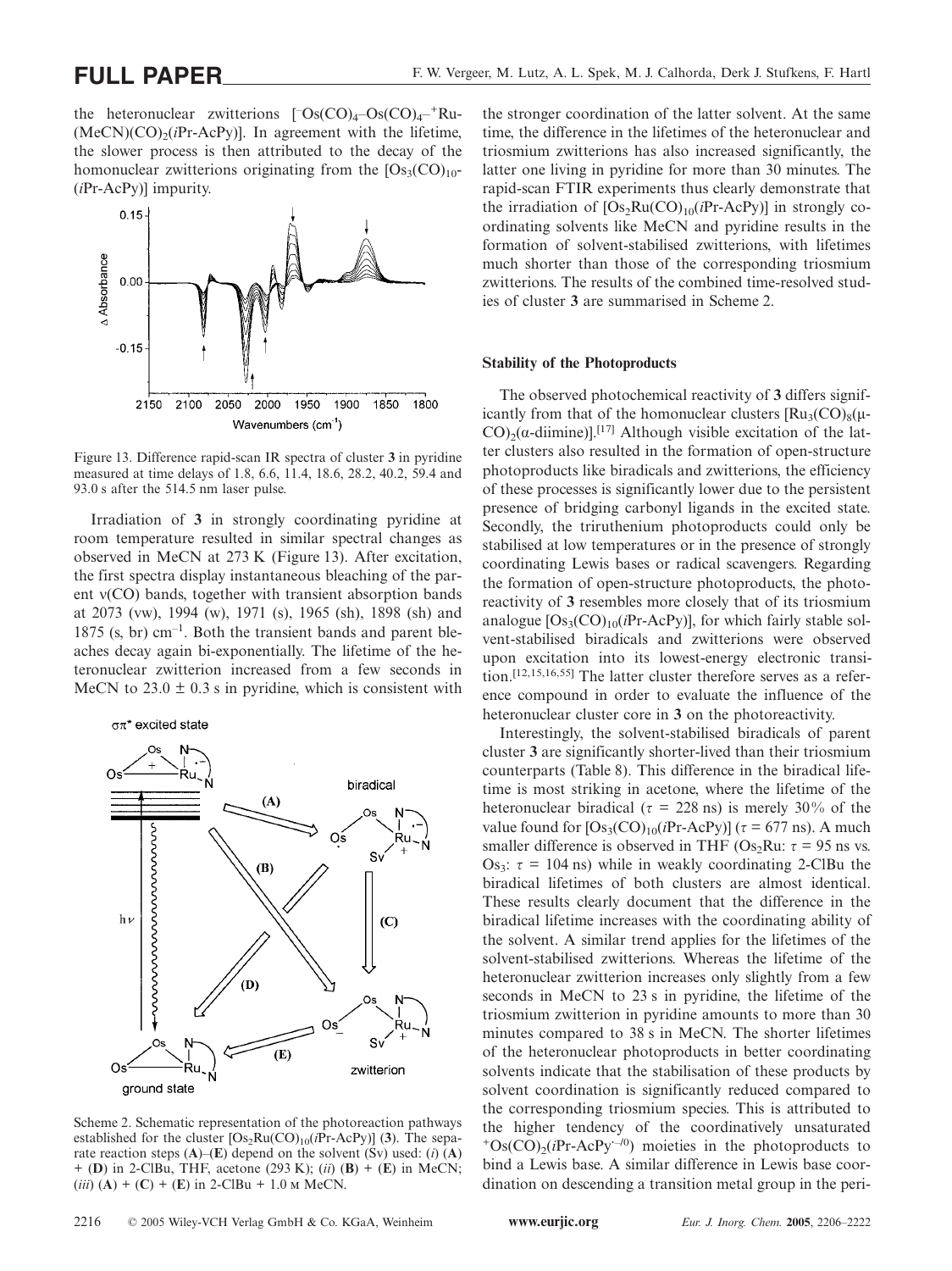the heteronuclear zwitterions [$^{-}$Os(CO)$_4$–Os(CO)$_4$–$^{+}$Ru-(MeCN)(CO)$_2$(*i*Pr-AcPy)]. In agreement with the lifetime, the slower process is then attributed to the decay of the homonuclear zwitterions originating from the [Os$_3$(CO)$_{10}$-(*i*Pr-AcPy)] impurity.

Figure 13. Difference rapid-scan IR spectra of cluster **3** in pyridine measured at time delays of 1.8, 6.6, 11.4, 18.6, 28.2, 40.2, 59.4 and 93.0 s after the 514.5 nm laser pulse.

Irradiation of **3** in strongly coordinating pyridine at room temperature resulted in similar spectral changes as observed in MeCN at 273 K (Figure 13). After excitation, the first spectra display instantaneous bleaching of the parent ν(CO) bands, together with transient absorption bands at 2073 (vw), 1994 (w), 1971 (s), 1965 (sh), 1898 (sh) and 1875 (s, br) cm$^{-1}$. Both the transient bands and parent bleaches decay again bi-exponentially. The lifetime of the heteronuclear zwitterion increased from a few seconds in MeCN to 23.0 ± 0.3 s in pyridine, which is consistent with the stronger coordination of the latter solvent. At the same time, the difference in the lifetimes of the heteronuclear and triosmium zwitterions has also increased significantly, the latter one living in pyridine for more than 30 minutes. The rapid-scan FTIR experiments thus clearly demonstrate that the irradiation of [Os$_2$Ru(CO)$_{10}$(*i*Pr-AcPy)] in strongly coordinating solvents like MeCN and pyridine results in the formation of solvent-stabilised zwitterions, with lifetimes much shorter than those of the corresponding triosmium zwitterions. The results of the combined time-resolved studies of cluster **3** are summarised in Scheme 2.

Scheme 2. Schematic representation of the photoreaction pathways established for the cluster [Os$_2$Ru(CO)$_{10}$(*i*Pr-AcPy)] (**3**). The separate reaction steps (**A**)–(**E**) depend on the solvent (Sv) used: (*i*) (**A**) + (**D**) in 2-ClBu, THF, acetone (293 K); (*ii*) (**B**) + (**E**) in MeCN; (*iii*) (**A**) + (**C**) + (**E**) in 2-ClBu + 1.0 M MeCN.

### Stability of the Photoproducts

The observed photochemical reactivity of **3** differs significantly from that of the homonuclear clusters [Ru$_3$(CO)$_8$(μ-CO)$_2$(α-diimine)].[17] Although visible excitation of the latter clusters also resulted in the formation of open-structure photoproducts like biradicals and zwitterions, the efficiency of these processes is significantly lower due to the persistent presence of bridging carbonyl ligands in the excited state. Secondly, the triruthenium photoproducts could only be stabilised at low temperatures or in the presence of strongly coordinating Lewis bases or radical scavengers. Regarding the formation of open-structure photoproducts, the photoreactivity of **3** resembles more closely that of its triosmium analogue [Os$_3$(CO)$_{10}$(*i*Pr-AcPy)], for which fairly stable solvent-stabilised biradicals and zwitterions were observed upon excitation into its lowest-energy electronic transition.[12,15,16,55] The latter cluster therefore serves as a reference compound in order to evaluate the influence of the heteronuclear cluster core in **3** on the photoreactivity.

Interestingly, the solvent-stabilised biradicals of parent cluster **3** are significantly shorter-lived than their triosmium counterparts (Table 8). This difference in the biradical lifetime is most striking in acetone, where the lifetime of the heteronuclear biradical ($\tau$ = 228 ns) is merely 30% of the value found for [Os$_3$(CO)$_{10}$(*i*Pr-AcPy)] ($\tau$ = 677 ns). A much smaller difference is observed in THF (Os$_2$Ru: $\tau$ = 95 ns vs. Os$_3$: $\tau$ = 104 ns) while in weakly coordinating 2-ClBu the biradical lifetimes of both clusters are almost identical. These results clearly document that the difference in the biradical lifetime increases with the coordinating ability of the solvent. A similar trend applies for the lifetimes of the solvent-stabilised zwitterions. Whereas the lifetime of the heteronuclear zwitterion increases only slightly from a few seconds in MeCN to 23 s in pyridine, the lifetime of the triosmium zwitterion in pyridine amounts to more than 30 minutes compared to 38 s in MeCN. The shorter lifetimes of the heteronuclear photoproducts in better coordinating solvents indicate that the stabilisation of these products by solvent coordination is significantly reduced compared to the corresponding triosmium species. This is attributed to the higher tendency of the coordinatively unsaturated $^{+}$Os(CO)$_2$(*i*Pr-AcPy$^{·-/0}$) moieties in the photoproducts to bind a Lewis base. A similar difference in Lewis base coordination on descending a transition metal group in the peri-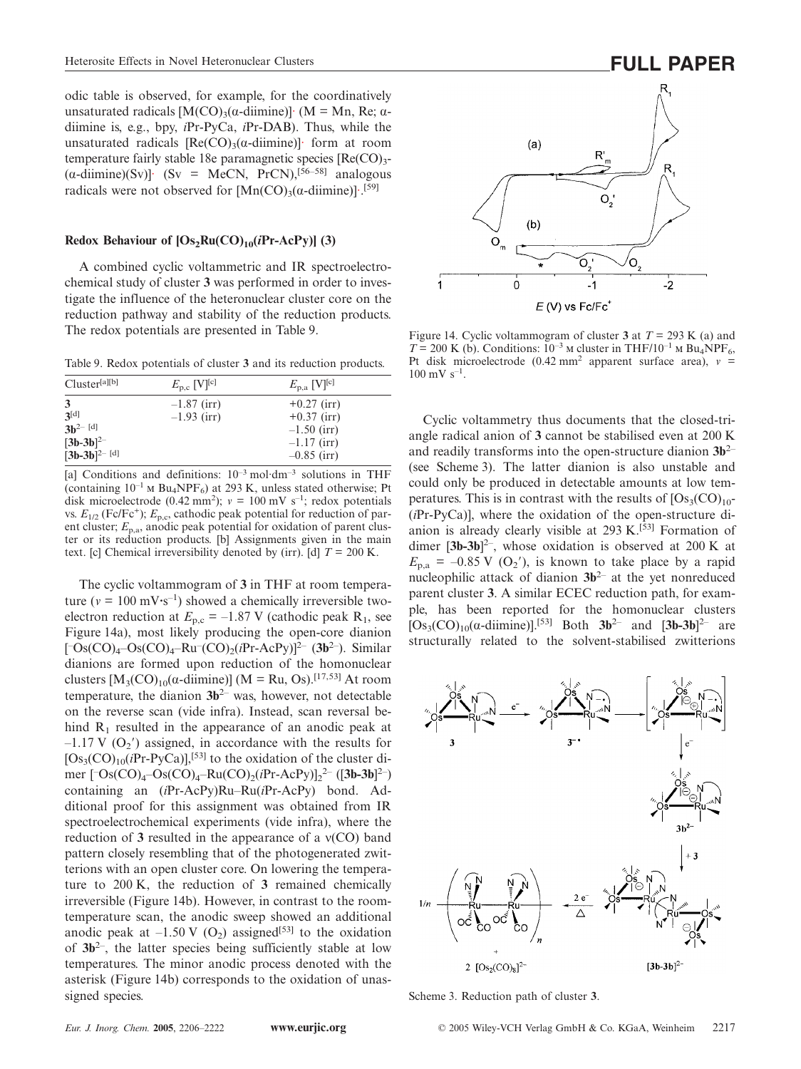odic table is observed, for example, for the coordinatively unsaturated radicals $[M(CO)_3(\alpha\text{-diimine})]^{\cdot}$ (M = Mn, Re; α-diimine is, e.g., bpy, *i*Pr-PyCa, *i*Pr-DAB). Thus, while the unsaturated radicals $[Re(CO)_3(\alpha\text{-diimine})]^{\cdot}$ form at room temperature fairly stable 18e paramagnetic species $[Re(CO)_3(\alpha\text{-diimine})(Sv)]^{\cdot}$ (Sv = MeCN, PrCN),[56–58] analogous radicals were not observed for $[Mn(CO)_3(\alpha\text{-diimine})]^{\cdot}$.[59]

### Redox Behaviour of $[Os_2Ru(CO)_{10}(i\text{Pr-AcPy})]$ (3)

A combined cyclic voltammetric and IR spectroelectrochemical study of cluster **3** was performed in order to investigate the influence of the heteronuclear cluster core on the reduction pathway and stability of the reduction products. The redox potentials are presented in Table 9.

Table 9. Redox potentials of cluster **3** and its reduction products.

| Cluster[a][b] | $E_{p,c}$ [V][c] | $E_{p,a}$ [V][c] |
|---|---|---|
| **3** | –1.87 (irr) | +0.27 (irr) |
| **3**[d] | –1.93 (irr) | +0.37 (irr) |
| $\mathbf{3b}^{2-}$ [d] | | –1.50 (irr) |
| $[\mathbf{3b}\text{-}\mathbf{3b}]^{2-}$ | | –1.17 (irr) |
| $[\mathbf{3b}\text{-}\mathbf{3b}]^{2-}$ [d] | | –0.85 (irr) |

[a] Conditions and definitions: $10^{-3}$ mol·dm$^{-3}$ solutions in THF (containing $10^{-1}$ M $Bu_4NPF_6$) at 293 K, unless stated otherwise; Pt disk microelectrode (0.42 mm$^2$); $v$ = 100 mV s$^{-1}$; redox potentials vs. $E_{1/2}$ (Fc/Fc$^+$); $E_{p,c}$, cathodic peak potential for reduction of parent cluster; $E_{p,a}$, anodic peak potential for oxidation of parent cluster or its reduction products. [b] Assignments given in the main text. [c] Chemical irreversibility denoted by (irr). [d] $T$ = 200 K.

The cyclic voltammogram of **3** in THF at room temperature ($v$ = 100 mV·s$^{-1}$) showed a chemically irreversible two-electron reduction at $E_{p,c}$ = –1.87 V (cathodic peak $R_1$, see Figure 14a), most likely producing the open-core dianion $[^-Os(CO)_4\text{–}Os(CO)_4\text{–}Ru^-(CO)_2(i\text{Pr-AcPy})]^{2-}$ ($\mathbf{3b}^{2-}$). Similar dianions are formed upon reduction of the homonuclear clusters $[M_3(CO)_{10}(\alpha\text{-diimine})]$ (M = Ru, Os).[17,53] At room temperature, the dianion $\mathbf{3b}^{2-}$ was, however, not detectable on the reverse scan (vide infra). Instead, scan reversal behind $R_1$ resulted in the appearance of an anodic peak at –1.17 V ($O_2'$) assigned, in accordance with the results for $[Os_3(CO)_{10}(i\text{Pr-PyCa})]$,[53] to the oxidation of the cluster dimer $[^-Os(CO)_4\text{–}Os(CO)_4\text{–}Ru(CO)_2(i\text{Pr-AcPy})]_2^{2-}$ ($[\mathbf{3b}\text{-}\mathbf{3b}]^{2-}$) containing an (*i*Pr-AcPy)Ru–Ru(*i*Pr-AcPy) bond. Additional proof for this assignment was obtained from IR spectroelectrochemical experiments (vide infra), where the reduction of **3** resulted in the appearance of a ν(CO) band pattern closely resembling that of the photogenerated zwitterions with an open cluster core. On lowering the temperature to 200 K, the reduction of **3** remained chemically irreversible (Figure 14b). However, in contrast to the room-temperature scan, the anodic sweep showed an additional anodic peak at –1.50 V ($O_2$) assigned[53] to the oxidation of $\mathbf{3b}^{2-}$, the latter species being sufficiently stable at low temperatures. The minor anodic process denoted with the asterisk (Figure 14b) corresponds to the oxidation of unassigned species.

Figure 14. Cyclic voltammogram of cluster **3** at $T$ = 293 K (a) and $T$ = 200 K (b). Conditions: $10^{-3}$ M cluster in THF/$10^{-1}$ M $Bu_4NPF_6$, Pt disk microelectrode (0.42 mm$^2$ apparent surface area), $v$ = 100 mV s$^{-1}$.

Cyclic voltammetry thus documents that the closed-triangle radical anion of **3** cannot be stabilised even at 200 K and readily transforms into the open-structure dianion $\mathbf{3b}^{2-}$ (see Scheme 3). The latter dianion is also unstable and could only be produced in detectable amounts at low temperatures. This is in contrast with the results of $[Os_3(CO)_{10}(i\text{Pr-PyCa})]$, where the oxidation of the open-structure dianion is already clearly visible at 293 K.[53] Formation of dimer $[\mathbf{3b}\text{-}\mathbf{3b}]^{2-}$, whose oxidation is observed at 200 K at $E_{p,a}$ = –0.85 V ($O_2'$), is known to take place by a rapid nucleophilic attack of dianion $\mathbf{3b}^{2-}$ at the yet nonreduced parent cluster **3**. A similar ECEC reduction path, for example, has been reported for the homonuclear clusters $[Os_3(CO)_{10}(\alpha\text{-diimine})]$.[53] Both $\mathbf{3b}^{2-}$ and $[\mathbf{3b}\text{-}\mathbf{3b}]^{2-}$ are structurally related to the solvent-stabilised zwitterions

Scheme 3. Reduction path of cluster **3**.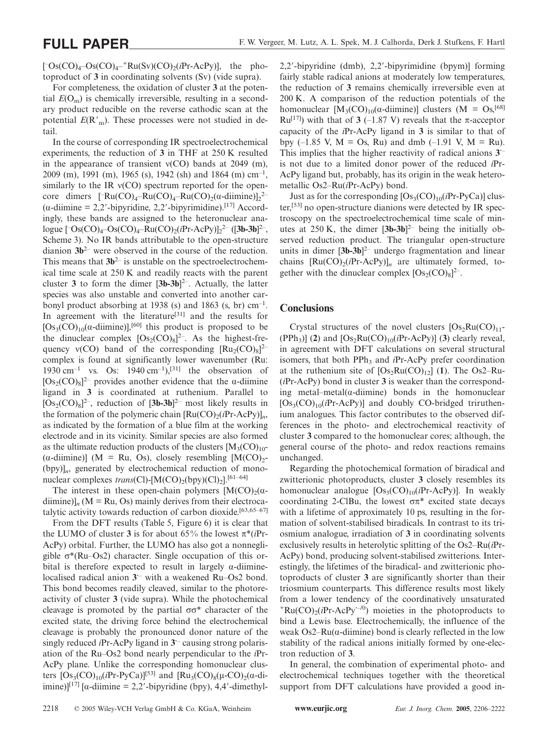$[^{-}Os(CO)_4–Os(CO)_4–^{+}Ru(Sv)(CO)_2(i\text{Pr-AcPy})]$, the photoproduct of **3** in coordinating solvents (Sv) (vide supra).

For completeness, the oxidation of cluster **3** at the potential $E(O_m)$ is chemically irreversible, resulting in a secondary product reducible on the reverse cathodic scan at the potential $E(R'_m)$. These processes were not studied in detail.

In the course of corresponding IR spectroelectrochemical experiments, the reduction of **3** in THF at 250 K resulted in the appearance of transient ν(CO) bands at 2049 (m), 2009 (m), 1991 (m), 1965 (s), 1942 (sh) and 1864 (m) $cm^{-1}$, similarly to the IR ν(CO) spectrum reported for the open-core dimers $[^{-}Ru(CO)_4–Ru(CO)_4–Ru(CO)_2(\alpha\text{-diimine})]_2^{2-}$ (α-diimine = 2,2′-bipyridine, 2,2′-bipyrimidine).[17] Accordingly, these bands are assigned to the heteronuclear analogue $[^{-}Os(CO)_4–Os(CO)_4–Ru(CO)_2(i\text{Pr-AcPy})]_2^{2-}$ ($[\mathbf{3b\text{-}3b}]^{2-}$, Scheme 3). No IR bands attributable to the open-structure dianion $\mathbf{3b}^{2-}$ were observed in the course of the reduction. This means that $\mathbf{3b}^{2-}$ is unstable on the spectroelectrochemical time scale at 250 K and readily reacts with the parent cluster **3** to form the dimer $[\mathbf{3b\text{-}3b}]^{2-}$. Actually, the latter species was also unstable and converted into another carbonyl product absorbing at 1938 (s) and 1863 (s, br) $cm^{-1}$. In agreement with the literature[31] and the results for $[Os_3(CO)_{10}(\alpha\text{-diimine})]$,[60] this product is proposed to be the dinuclear complex $[Os_2(CO)_8]^{2-}$. As the highest-frequency ν(CO) band of the corresponding $[Ru_2(CO)_8]^{2-}$ complex is found at significantly lower wavenumber (Ru: 1930 $cm^{-1}$ vs. Os: 1940 $cm^{-1}$),[31] the observation of $[Os_2(CO)_8]^{2-}$ provides another evidence that the α-diimine ligand in **3** is coordinated at ruthenium. Parallel to $[Os_2(CO)_8]^{2-}$, reduction of $[\mathbf{3b\text{-}3b}]^{2-}$ most likely results in the formation of the polymeric chain $[Ru(CO)_2(i\text{Pr-AcPy})]_n$, as indicated by the formation of a blue film at the working electrode and in its vicinity. Similar species are also formed as the ultimate reduction products of the clusters $[M_3(CO)_{10}(\alpha\text{-diimine})]$ (M = Ru, Os), closely resembling $[M(CO)_2(bpy)]_n$, generated by electrochemical reduction of mononuclear complexes *trans*(Cl)-$[M(CO)_2(bpy)(Cl)_2]$.[61–64]

The interest in these open-chain polymers $[M(CO)_2(\alpha\text{-diimine})]_n$ (M = Ru, Os) mainly derives from their electrocatalytic activity towards reduction of carbon dioxide.[63,65–67]

From the DFT results (Table 5, Figure 6) it is clear that the LUMO of cluster **3** is for about 65% the lowest π*(*i*Pr-AcPy) orbital. Further, the LUMO has also got a nonnegligible σ*(Ru–Os2) character. Single occupation of this orbital is therefore expected to result in largely α-diimine-localised radical anion $\mathbf{3}^{\cdot-}$ with a weakened Ru–Os2 bond. This bond becomes readily cleaved, similar to the photoreactivity of cluster **3** (vide supra). While the photochemical cleavage is promoted by the partial σσ* character of the excited state, the driving force behind the electrochemical cleavage is probably the pronounced donor nature of the singly reduced *i*Pr-AcPy ligand in $\mathbf{3}^{\cdot-}$ causing strong polarisation of the Ru–Os2 plane nearly perpendicular to the *i*Pr-AcPy plane. Unlike the corresponding homonuclear clusters $[Os_3(CO)_{10}(i\text{Pr-PyCa})]$[53] and $[Ru_3(CO)_8(\mu\text{-}CO)_2(\alpha\text{-diimine})]$[17] [α-diimine = 2,2′-bipyridine (bpy), 4,4′-dimethyl-2,2′-bipyridine (dmb), 2,2′-bipyrimidine (bpym)] forming fairly stable radical anions at moderately low temperatures, the reduction of **3** remains chemically irreversible even at 200 K. A comparison of the reduction potentials of the homonuclear $[M_3(CO)_{10}(\alpha\text{-diimine})]$ clusters (M = Os,[68] Ru[17]) with that of **3** (–1.87 V) reveals that the π-acceptor capacity of the *i*Pr-AcPy ligand in **3** is similar to that of bpy (–1.85 V, M = Os, Ru) and dmb (–1.91 V, M = Ru). This implies that the higher reactivity of radical anions $\mathbf{3}^{\cdot-}$ is not due to a limited donor power of the reduced *i*Pr-AcPy ligand but, probably, has its origin in the weak heterometallic Os2–Ru(*i*Pr-AcPy) bond.

Just as for the corresponding $[Os_3(CO)_{10}(i\text{Pr-PyCa})]$ cluster,[53] no open-structure dianions were detected by IR spectroscopy on the spectroelectrochemical time scale of minutes at 250 K, the dimer $[\mathbf{3b\text{-}3b}]^{2-}$ being the initially observed reduction product. The triangular open-structure units in dimer $[\mathbf{3b\text{-}3b}]^{2-}$ undergo fragmentation and linear chains $[Ru(CO)_2(i\text{Pr-AcPy})]_n$ are ultimately formed, together with the dinuclear complex $[Os_2(CO)_8]^{2-}$.

## Conclusions

Crystal structures of the novel clusters $[Os_2Ru(CO)_{11}(PPh_3)]$ (**2**) and $[Os_2Ru(CO)_{10}(i\text{Pr-AcPy})]$ (**3**) clearly reveal, in agreement with DFT calculations on several structural isomers, that both $PPh_3$ and *i*Pr-AcPy prefer coordination at the ruthenium site of $[Os_2Ru(CO)_{12}]$ (**1**). The Os2–Ru(*i*Pr-AcPy) bond in cluster **3** is weaker than the corresponding metal–metal(α-diimine) bonds in the homonuclear $[Os_3(CO)_{10}(i\text{Pr-AcPy})]$ and doubly CO-bridged triruthenium analogues. This factor contributes to the observed differences in the photo- and electrochemical reactivity of cluster **3** compared to the homonuclear cores; although, the general course of the photo- and redox reactions remains unchanged.

Regarding the photochemical formation of biradical and zwitterionic photoproducts, cluster **3** closely resembles its homonuclear analogue $[Os_3(CO)_{10}(i\text{Pr-AcPy})]$. In weakly coordinating 2-ClBu, the lowest σπ* excited state decays with a lifetime of approximately 10 ps, resulting in the formation of solvent-stabilised biradicals. In contrast to its triosmium analogue, irradiation of **3** in coordinating solvents exclusively results in heterolytic splitting of the Os2–Ru(*i*Pr-AcPy) bond, producing solvent-stabilised zwitterions. Interestingly, the lifetimes of the biradical- and zwitterionic photoproducts of cluster **3** are significantly shorter than their triosmium counterparts. This difference results most likely from a lower tendency of the coordinatively unsaturated $^{+}Ru(CO)_2(i\text{Pr-AcPy}^{\cdot-/0})$ moieties in the photoproducts to bind a Lewis base. Electrochemically, the influence of the weak Os2–Ru(α-diimine) bond is clearly reflected in the low stability of the radical anions initially formed by one-electron reduction of **3**.

In general, the combination of experimental photo- and electrochemical techniques together with the theoretical support from DFT calculations have provided a good in-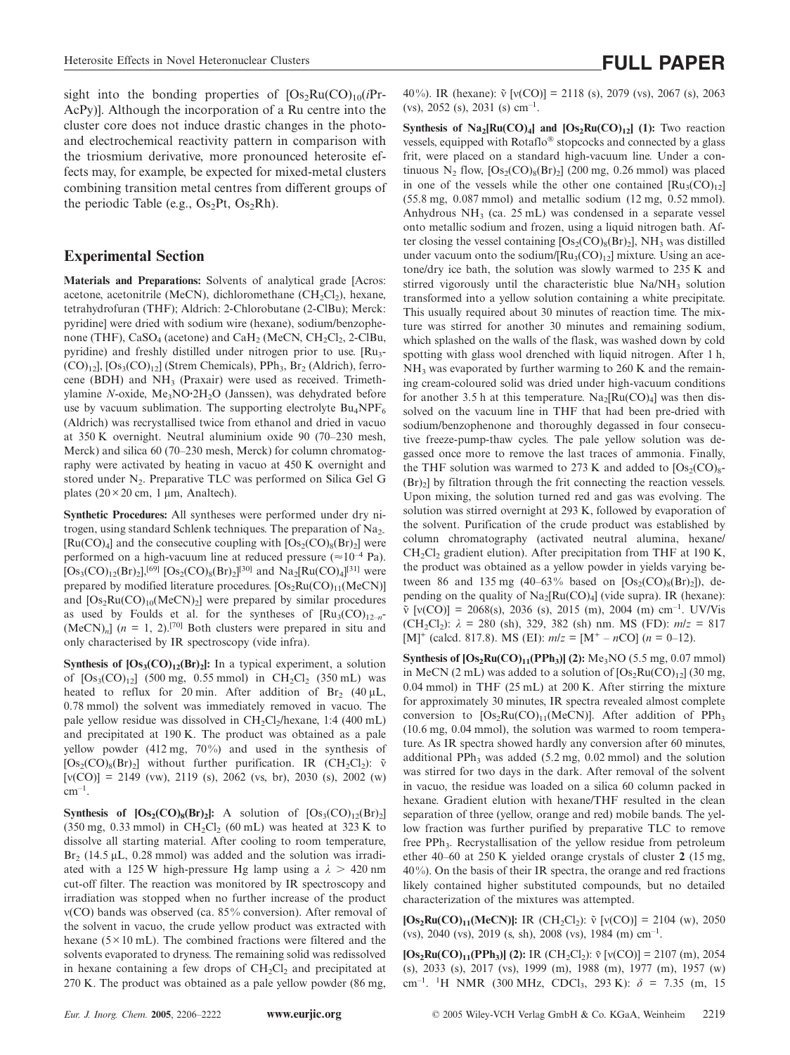sight into the bonding properties of $[Os_2Ru(CO)_{10}$(*i*Pr-AcPy)]. Although the incorporation of a Ru centre into the cluster core does not induce drastic changes in the photo- and electrochemical reactivity pattern in comparison with the triosmium derivative, more pronounced heterosite effects may, for example, be expected for mixed-metal clusters combining transition metal centres from different groups of the periodic Table (e.g., $Os_2Pt$, $Os_2Rh$).

## Experimental Section

**Materials and Preparations:** Solvents of analytical grade [Acros: acetone, acetonitrile (MeCN), dichloromethane ($CH_2Cl_2$), hexane, tetrahydrofuran (THF); Aldrich: 2-Chlorobutane (2-ClBu); Merck: pyridine] were dried with sodium wire (hexane), sodium/benzophenone (THF), $CaSO_4$ (acetone) and $CaH_2$ (MeCN, $CH_2Cl_2$, 2-ClBu, pyridine) and freshly distilled under nitrogen prior to use. $[Ru_3(CO)_{12}]$, $[Os_3(CO)_{12}]$ (Strem Chemicals), $PPh_3$, $Br_2$ (Aldrich), ferrocene (BDH) and $NH_3$ (Praxair) were used as received. Trimethylamine *N*-oxide, $Me_3NO\cdot2H_2O$ (Janssen), was dehydrated before use by vacuum sublimation. The supporting electrolyte $Bu_4NPF_6$ (Aldrich) was recrystallised twice from ethanol and dried in vacuo at 350 K overnight. Neutral aluminium oxide 90 (70–230 mesh, Merck) and silica 60 (70–230 mesh, Merck) for column chromatography were activated by heating in vacuo at 450 K overnight and stored under $N_2$. Preparative TLC was performed on Silica Gel G plates (20 × 20 cm, 1 μm, Analtech).

**Synthetic Procedures:** All syntheses were performed under dry nitrogen, using standard Schlenk techniques. The preparation of $Na_2[Ru(CO)_4]$ and the consecutive coupling with $[Os_2(CO)_8(Br)_2]$ were performed on a high-vacuum line at reduced pressure (≈$10^{-4}$ Pa). $[Os_3(CO)_{12}(Br)_2]$,[69] $[Os_2(CO)_8(Br)_2]$[30] and $Na_2[Ru(CO)_4]$[31] were prepared by modified literature procedures. $[Os_2Ru(CO)_{11}(MeCN)]$ and $[Os_2Ru(CO)_{10}(MeCN)_2]$ were prepared by similar procedures as used by Foulds et al. for the syntheses of $[Ru_3(CO)_{12-n}(MeCN)_n]$ ($n$ = 1, 2).[70] Both clusters were prepared in situ and only characterised by IR spectroscopy (vide infra).

**Synthesis of $[Os_3(CO)_{12}(Br)_2]$:** In a typical experiment, a solution of $[Os_3(CO)_{12}]$ (500 mg, 0.55 mmol) in $CH_2Cl_2$ (350 mL) was heated to reflux for 20 min. After addition of $Br_2$ (40 μL, 0.78 mmol) the solvent was immediately removed in vacuo. The pale yellow residue was dissolved in $CH_2Cl_2$/hexane, 1:4 (400 mL) and precipitated at 190 K. The product was obtained as a pale yellow powder (412 mg, 70%) and used in the synthesis of $[Os_2(CO)_8(Br)_2]$ without further purification. IR ($CH_2Cl_2$): $\tilde{\nu}$ [ν(CO)] = 2149 (vw), 2119 (s), 2062 (vs, br), 2030 (s), 2002 (w) $cm^{-1}$.

**Synthesis of $[Os_2(CO)_8(Br)_2]$:** A solution of $[Os_3(CO)_{12}(Br)_2]$ (350 mg, 0.33 mmol) in $CH_2Cl_2$ (60 mL) was heated at 323 K to dissolve all starting material. After cooling to room temperature, $Br_2$ (14.5 μL, 0.28 mmol) was added and the solution was irradiated with a 125 W high-pressure Hg lamp using a $\lambda$ > 420 nm cut-off filter. The reaction was monitored by IR spectroscopy and irradiation was stopped when no further increase of the product ν(CO) bands was observed (ca. 85% conversion). After removal of the solvent in vacuo, the crude yellow product was extracted with hexane (5 × 10 mL). The combined fractions were filtered and the solvents evaporated to dryness. The remaining solid was redissolved in hexane containing a few drops of $CH_2Cl_2$ and precipitated at 270 K. The product was obtained as a pale yellow powder (86 mg, 40%). IR (hexane): $\tilde{\nu}$ [ν(CO)] = 2118 (s), 2079 (vs), 2067 (s), 2063 (vs), 2052 (s), 2031 (s) $cm^{-1}$.

**Synthesis of $Na_2[Ru(CO)_4]$ and $[Os_2Ru(CO)_{12}]$ (1):** Two reaction vessels, equipped with Rotaflo® stopcocks and connected by a glass frit, were placed on a standard high-vacuum line. Under a continuous $N_2$ flow, $[Os_2(CO)_8(Br)_2]$ (200 mg, 0.26 mmol) was placed in one of the vessels while the other one contained $[Ru_3(CO)_{12}]$ (55.8 mg, 0.087 mmol) and metallic sodium (12 mg, 0.52 mmol). Anhydrous $NH_3$ (ca. 25 mL) was condensed in a separate vessel onto metallic sodium and frozen, using a liquid nitrogen bath. After closing the vessel containing $[Os_2(CO)_8(Br)_2]$, $NH_3$ was distilled under vacuum onto the sodium/$[Ru_3(CO)_{12}]$ mixture. Using an acetone/dry ice bath, the solution was slowly warmed to 235 K and stirred vigorously until the characteristic blue $Na/NH_3$ solution transformed into a yellow solution containing a white precipitate. This usually required about 30 minutes of reaction time. The mixture was stirred for another 30 minutes and remaining sodium, which splashed on the walls of the flask, was washed down by cold spotting with glass wool drenched with liquid nitrogen. After 1 h, $NH_3$ was evaporated by further warming to 260 K and the remaining cream-coloured solid was dried under high-vacuum conditions for another 3.5 h at this temperature. $Na_2[Ru(CO)_4]$ was then dissolved on the vacuum line in THF that had been pre-dried with sodium/benzophenone and thoroughly degassed in four consecutive freeze-pump-thaw cycles. The pale yellow solution was degassed once more to remove the last traces of ammonia. Finally, the THF solution was warmed to 273 K and added to $[Os_2(CO)_8(Br)_2]$ by filtration through the frit connecting the reaction vessels. Upon mixing, the solution turned red and gas was evolving. The solution was stirred overnight at 293 K, followed by evaporation of the solvent. Purification of the crude product was established by column chromatography (activated neutral alumina, hexane/$CH_2Cl_2$ gradient elution). After precipitation from THF at 190 K, the product was obtained as a yellow powder in yields varying between 86 and 135 mg (40–63% based on $[Os_2(CO)_8(Br)_2]$), depending on the quality of $Na_2[Ru(CO)_4]$ (vide supra). IR (hexane): $\tilde{\nu}$ [ν(CO)] = 2068(s), 2036 (s), 2015 (m), 2004 (m) $cm^{-1}$. UV/Vis ($CH_2Cl_2$): $\lambda$ = 280 (sh), 329, 382 (sh) nm. MS (FD): $m/z$ = 817 $[M]^+$ (calcd. 817.8). MS (EI): $m/z$ = $[M^+ - nCO]$ ($n$ = 0–12).

**Synthesis of $[Os_2Ru(CO)_{11}(PPh_3)]$ (2):** $Me_3NO$ (5.5 mg, 0.07 mmol) in MeCN (2 mL) was added to a solution of $[Os_2Ru(CO)_{12}]$ (30 mg, 0.04 mmol) in THF (25 mL) at 200 K. After stirring the mixture for approximately 30 minutes, IR spectra revealed almost complete conversion to $[Os_2Ru(CO)_{11}(MeCN)]$. After addition of $PPh_3$ (10.6 mg, 0.04 mmol), the solution was warmed to room temperature. As IR spectra showed hardly any conversion after 60 minutes, additional $PPh_3$ was added (5.2 mg, 0.02 mmol) and the solution was stirred for two days in the dark. After removal of the solvent in vacuo, the residue was loaded on a silica 60 column packed in hexane. Gradient elution with hexane/THF resulted in the clean separation of three (yellow, orange and red) mobile bands. The yellow fraction was further purified by preparative TLC to remove free $PPh_3$. Recrystallisation of the yellow residue from petroleum ether 40–60 at 250 K yielded orange crystals of cluster **2** (15 mg, 40%). On the basis of their IR spectra, the orange and red fractions likely contained higher substituted compounds, but no detailed characterization of the mixtures was attempted.

**$[Os_2Ru(CO)_{11}(MeCN)]$:** IR ($CH_2Cl_2$): $\tilde{\nu}$ [ν(CO)] = 2104 (w), 2050 (vs), 2040 (vs), 2019 (s, sh), 2008 (vs), 1984 (m) $cm^{-1}$.

**$[Os_2Ru(CO)_{11}(PPh_3)]$ (2):** IR ($CH_2Cl_2$): $\tilde{\nu}$ [ν(CO)] = 2107 (m), 2054 (s), 2033 (s), 2017 (vs), 1999 (m), 1988 (m), 1977 (m), 1957 (w) $cm^{-1}$. $^1$H NMR (300 MHz, $CDCl_3$, 293 K): $\delta$ = 7.35 (m, 15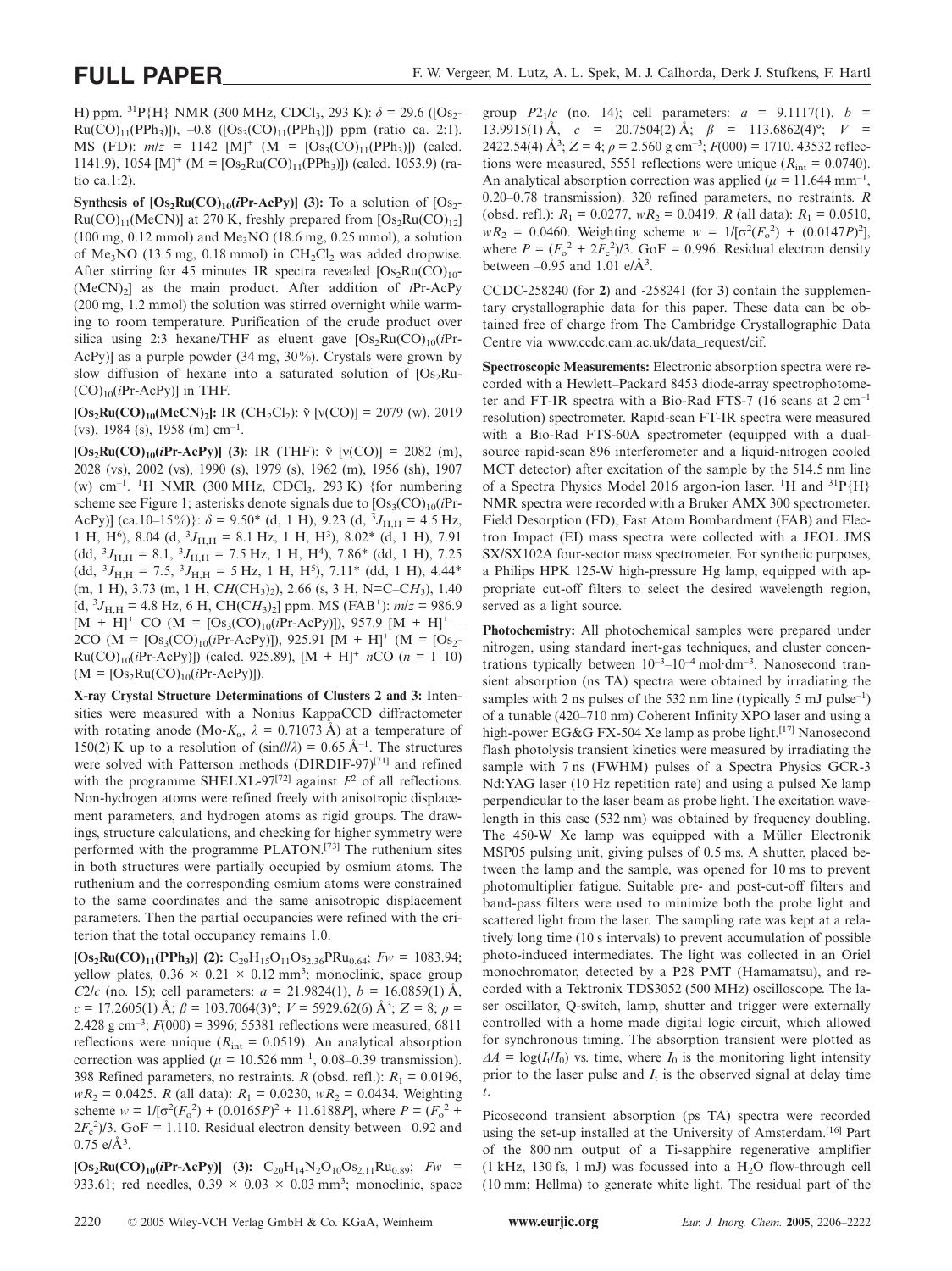H) ppm. $^{31}P\{H\}$ NMR (300 MHz, $CDCl_3$, 293 K): $\delta = 29.6$ ([$Os_2Ru(CO)_{11}(PPh_3)$]), –0.8 ([$Os_3(CO)_{11}(PPh_3)$]) ppm (ratio ca. 2:1). MS (FD): $m/z$ = 1142 [M]$^+$ (M = [$Os_3(CO)_{11}(PPh_3)$]) (calcd. 1141.9), 1054 [M]$^+$ (M = [$Os_2Ru(CO)_{11}(PPh_3)$]) (calcd. 1053.9) (ratio ca.1:2).

**Synthesis of [$Os_2Ru(CO)_{10}$(*i*Pr-AcPy)] (3):** To a solution of [$Os_2Ru(CO)_{11}(MeCN)$] at 270 K, freshly prepared from [$Os_2Ru(CO)_{12}$] (100 mg, 0.12 mmol) and $Me_3NO$ (18.6 mg, 0.25 mmol), a solution of $Me_3NO$ (13.5 mg, 0.18 mmol) in $CH_2Cl_2$ was added dropwise. After stirring for 45 minutes IR spectra revealed [$Os_2Ru(CO)_{10}(MeCN)_2$] as the main product. After addition of *i*Pr-AcPy (200 mg, 1.2 mmol) the solution was stirred overnight while warming to room temperature. Purification of the crude product over silica using 2:3 hexane/THF as eluent gave [$Os_2Ru(CO)_{10}$(*i*Pr-AcPy)] as a purple powder (34 mg, 30%). Crystals were grown by slow diffusion of hexane into a saturated solution of [$Os_2Ru(CO)_{10}$(*i*Pr-AcPy)] in THF.

**[$Os_2Ru(CO)_{10}(MeCN)_2$]:** IR ($CH_2Cl_2$): $\tilde{\nu}$ [$\nu$(CO)] = 2079 (w), 2019 (vs), 1984 (s), 1958 (m) cm$^{-1}$.

**[$Os_2Ru(CO)_{10}$(*i*Pr-AcPy)] (3):** IR (THF): $\tilde{\nu}$ [$\nu$(CO)] = 2082 (m), 2028 (vs), 2002 (vs), 1990 (s), 1979 (s), 1962 (m), 1956 (sh), 1907 (w) cm$^{-1}$. $^1$H NMR (300 MHz, $CDCl_3$, 293 K) {for numbering scheme see Figure 1; asterisks denote signals due to [$Os_3(CO)_{10}$(*i*Pr-AcPy)] (ca.10–15%)}: $\delta$ = 9.50* (d, 1 H), 9.23 (d, $^3J_{H,H}$ = 4.5 Hz, 1 H, H$^6$), 8.04 (d, $^3J_{H,H}$ = 8.1 Hz, 1 H, H$^3$), 8.02* (d, 1 H), 7.91 (dd, $^3J_{H,H}$ = 8.1, $^3J_{H,H}$ = 7.5 Hz, 1 H, H$^4$), 7.86* (dd, 1 H), 7.25 (dd, $^3J_{H,H}$ = 7.5, $^3J_{H,H}$ = 5 Hz, 1 H, H$^5$), 7.11* (dd, 1 H), 4.44* (m, 1 H), 3.73 (m, 1 H, C*H*($CH_3$)$_2$), 2.66 (s, 3 H, N=C–C*H*$_3$), 1.40 [d, $^3J_{H,H}$ = 4.8 Hz, 6 H, CH(C*H*$_3$)$_2$] ppm. MS (FAB$^+$): $m/z$ = 986.9 [M + H]$^+$–CO (M = [$Os_3(CO)_{10}$(*i*Pr-AcPy)]), 957.9 [M + H]$^+$ – 2CO (M = [$Os_3(CO)_{10}$(*i*Pr-AcPy)]), 925.91 [M + H]$^+$ (M = [$Os_2Ru(CO)_{10}$(*i*Pr-AcPy)]) (calcd. 925.89), [M + H]$^+$–$n$CO ($n$ = 1–10) (M = [$Os_2Ru(CO)_{10}$(*i*Pr-AcPy)]).

**X-ray Crystal Structure Determinations of Clusters 2 and 3:** Intensities were measured with a Nonius KappaCCD diffractometer with rotating anode (Mo-$K_\alpha$, $\lambda$ = 0.71073 Å) at a temperature of 150(2) K up to a resolution of $(\sin\theta/\lambda)$ = 0.65 Å$^{-1}$. The structures were solved with Patterson methods (DIRDIF-97)[71] and refined with the programme SHELXL-97[72] against $F^2$ of all reflections. Non-hydrogen atoms were refined freely with anisotropic displacement parameters, and hydrogen atoms as rigid groups. The drawings, structure calculations, and checking for higher symmetry were performed with the programme PLATON.[73] The ruthenium sites in both structures were partially occupied by osmium atoms. The ruthenium and the corresponding osmium atoms were constrained to the same coordinates and the same anisotropic displacement parameters. Then the partial occupancies were refined with the criterion that the total occupancy remains 1.0.

**[$Os_2Ru(CO)_{11}(PPh_3)$] (2):** $C_{29}H_{15}O_{11}Os_{2.36}PRu_{0.64}$; $Fw$ = 1083.94; yellow plates, 0.36 × 0.21 × 0.12 mm$^3$; monoclinic, space group $C2/c$ (no. 15); cell parameters: $a$ = 21.9824(1), $b$ = 16.0859(1) Å, $c$ = 17.2605(1) Å; $\beta$ = 103.7064(3)°; $V$ = 5929.62(6) Å$^3$; $Z$ = 8; $\rho$ = 2.428 g cm$^{-3}$; $F(000)$ = 3996; 55381 reflections were measured, 6811 reflections were unique ($R_{int}$ = 0.0519). An analytical absorption correction was applied ($\mu$ = 10.526 mm$^{-1}$, 0.08–0.39 transmission). 398 Refined parameters, no restraints. $R$ (obsd. refl.): $R_1$ = 0.0196, $wR_2$ = 0.0425. $R$ (all data): $R_1$ = 0.0230, $wR_2$ = 0.0434. Weighting scheme $w = 1/[\sigma^2(F_o^2) + (0.0165P)^2 + 11.6188P]$, where $P = (F_o^2 + 2F_c^2)/3$. GoF = 1.110. Residual electron density between –0.92 and 0.75 e/Å$^3$.

**[$Os_2Ru(CO)_{10}$(*i*Pr-AcPy)] (3):** $C_{20}H_{14}N_2O_{10}Os_{2.11}Ru_{0.89}$; $Fw$ = 933.61; red needles, 0.39 × 0.03 × 0.03 mm$^3$; monoclinic, space group $P2_1/c$ (no. 14); cell parameters: $a$ = 9.1117(1), $b$ = 13.9915(1) Å, $c$ = 20.7504(2) Å; $\beta$ = 113.6862(4)°; $V$ = 2422.54(4) Å$^3$; $Z$ = 4; $\rho$ = 2.560 g cm$^{-3}$; $F(000)$ = 1710. 43532 reflections were measured, 5551 reflections were unique ($R_{int}$ = 0.0740). An analytical absorption correction was applied ($\mu$ = 11.644 mm$^{-1}$, 0.20–0.78 transmission). 320 refined parameters, no restraints. $R$ (obsd. refl.): $R_1$ = 0.0277, $wR_2$ = 0.0419. $R$ (all data): $R_1$ = 0.0510, $wR_2$ = 0.0460. Weighting scheme $w = 1/[\sigma^2(F_o^2) + (0.0147P)^2]$, where $P = (F_o^2 + 2F_c^2)/3$. GoF = 0.996. Residual electron density between –0.95 and 1.01 e/Å$^3$.

CCDC-258240 (for **2**) and -258241 (for **3**) contain the supplementary crystallographic data for this paper. These data can be obtained free of charge from The Cambridge Crystallographic Data Centre via www.ccdc.cam.ac.uk/data_request/cif.

**Spectroscopic Measurements:** Electronic absorption spectra were recorded with a Hewlett–Packard 8453 diode-array spectrophotometer and FT-IR spectra with a Bio-Rad FTS-7 (16 scans at 2 cm$^{-1}$ resolution) spectrometer. Rapid-scan FT-IR spectra were measured with a Bio-Rad FTS-60A spectrometer (equipped with a dual-source rapid-scan 896 interferometer and a liquid-nitrogen cooled MCT detector) after excitation of the sample by the 514.5 nm line of a Spectra Physics Model 2016 argon-ion laser. $^1$H and $^{31}P\{H\}$ NMR spectra were recorded with a Bruker AMX 300 spectrometer. Field Desorption (FD), Fast Atom Bombardment (FAB) and Electron Impact (EI) mass spectra were collected with a JEOL JMS SX/SX102A four-sector mass spectrometer. For synthetic purposes, a Philips HPK 125-W high-pressure Hg lamp, equipped with appropriate cut-off filters to select the desired wavelength region, served as a light source.

**Photochemistry:** All photochemical samples were prepared under nitrogen, using standard inert-gas techniques, and cluster concentrations typically between 10$^{-3}$–10$^{-4}$ mol·dm$^{-3}$. Nanosecond transient absorption (ns TA) spectra were obtained by irradiating the samples with 2 ns pulses of the 532 nm line (typically 5 mJ pulse$^{-1}$) of a tunable (420–710 nm) Coherent Infinity XPO laser and using a high-power EG&G FX-504 Xe lamp as probe light.[17] Nanosecond flash photolysis transient kinetics were measured by irradiating the sample with 7 ns (FWHM) pulses of a Spectra Physics GCR-3 Nd:YAG laser (10 Hz repetition rate) and using a pulsed Xe lamp perpendicular to the laser beam as probe light. The excitation wavelength in this case (532 nm) was obtained by frequency doubling. The 450-W Xe lamp was equipped with a Müller Elektronik MSP05 pulsing unit, giving pulses of 0.5 ms. A shutter, placed between the lamp and the sample, was opened for 10 ms to prevent photomultiplier fatigue. Suitable pre- and post-cut-off filters and band-pass filters were used to minimize both the probe light and scattered light from the laser. The sampling rate was kept at a relatively long time (10 s intervals) to prevent accumulation of possible photo-induced intermediates. The light was collected in an Oriel monochromator, detected by a P28 PMT (Hamamatsu), and recorded with a Tektronix TDS3052 (500 MHz) oscilloscope. The laser oscillator, Q-switch, lamp, shutter and trigger were externally controlled with a home made digital logic circuit, which allowed for synchronous timing. The absorption transient were plotted as $\Delta A = \log(I_t/I_0)$ vs. time, where $I_0$ is the monitoring light intensity prior to the laser pulse and $I_t$ is the observed signal at delay time $t$.

Picosecond transient absorption (ps TA) spectra were recorded using the set-up installed at the University of Amsterdam.[16] Part of the 800 nm output of a Ti-sapphire regenerative amplifier (1 kHz, 130 fs, 1 mJ) was focussed into a $H_2O$ flow-through cell (10 mm; Hellma) to generate white light. The residual part of the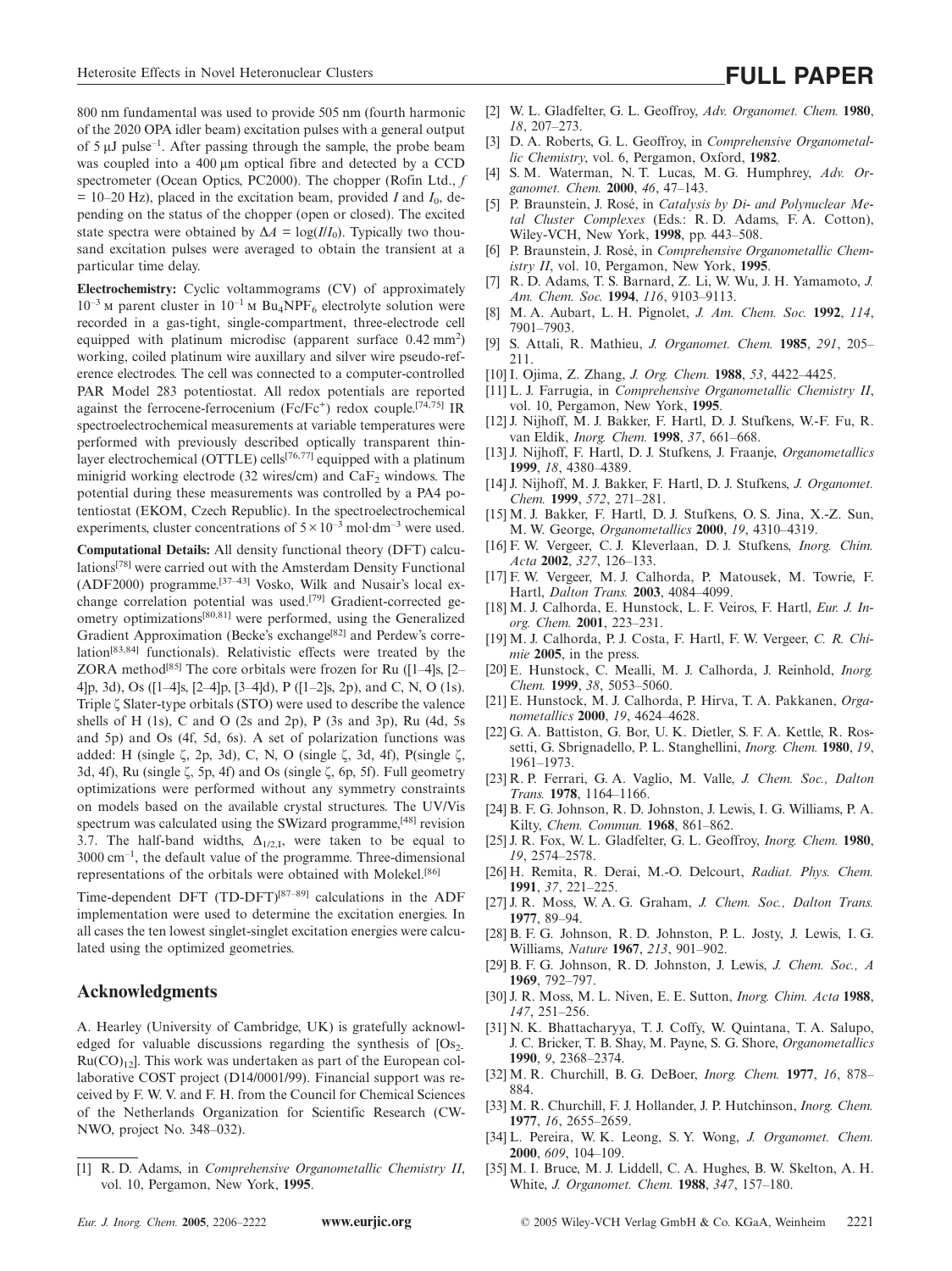800 nm fundamental was used to provide 505 nm (fourth harmonic of the 2020 OPA idler beam) excitation pulses with a general output of 5 μJ pulse$^{-1}$. After passing through the sample, the probe beam was coupled into a 400 μm optical fibre and detected by a CCD spectrometer (Ocean Optics, PC2000). The chopper (Rofin Ltd., $f$ = 10–20 Hz), placed in the excitation beam, provided $I$ and $I_0$, depending on the status of the chopper (open or closed). The excited state spectra were obtained by $\Delta A = \log(I/I_0)$. Typically two thousand excitation pulses were averaged to obtain the transient at a particular time delay.

**Electrochemistry:** Cyclic voltammograms (CV) of approximately $10^{-3}$ M parent cluster in $10^{-1}$ M $Bu_4NPF_6$ electrolyte solution were recorded in a gas-tight, single-compartment, three-electrode cell equipped with platinum microdisc (apparent surface 0.42 mm$^2$) working, coiled platinum wire auxillary and silver wire pseudo-reference electrodes. The cell was connected to a computer-controlled PAR Model 283 potentiostat. All redox potentials are reported against the ferrocene-ferrocenium (Fc/Fc$^+$) redox couple.[74,75] IR spectroelectrochemical measurements at variable temperatures were performed with previously described optically transparent thin-layer electrochemical (OTTLE) cells[76,77] equipped with a platinum minigrid working electrode (32 wires/cm) and $CaF_2$ windows. The potential during these measurements was controlled by a PA4 potentiostat (EKOM, Czech Republic). In the spectroelectrochemical experiments, cluster concentrations of $5\times10^{-3}$ mol·dm$^{-3}$ were used.

**Computational Details:** All density functional theory (DFT) calculations[78] were carried out with the Amsterdam Density Functional (ADF2000) programme.[37–43] Vosko, Wilk and Nusair's local exchange correlation potential was used.[79] Gradient-corrected geometry optimizations[80,81] were performed, using the Generalized Gradient Approximation (Becke's exchange[82] and Perdew's correlation[83,84] functionals). Relativistic effects were treated by the ZORA method[85] The core orbitals were frozen for Ru ([1–4]s, [2–4]p, 3d), Os ([1–4]s, [2–4]p, [3–4]d), P ([1–2]s, 2p), and C, N, O (1s). Triple ζ Slater-type orbitals (STO) were used to describe the valence shells of H (1s), C and O (2s and 2p), P (3s and 3p), Ru (4d, 5s and 5p) and Os (4f, 5d, 6s). A set of polarization functions was added: H (single ζ, 2p, 3d), C, N, O (single ζ, 3d, 4f), P(single ζ, 3d, 4f), Ru (single ζ, 5p, 4f) and Os (single ζ, 6p, 5f). Full geometry optimizations were performed without any symmetry constraints on models based on the available crystal structures. The UV/Vis spectrum was calculated using the SWizard programme,[48] revision 3.7. The half-band widths, $\Delta_{1/2,I}$, were taken to be equal to 3000 cm$^{-1}$, the default value of the programme. Three-dimensional representations of the orbitals were obtained with Molekel.[86]

Time-dependent DFT (TD-DFT)[87–89] calculations in the ADF implementation were used to determine the excitation energies. In all cases the ten lowest singlet-singlet excitation energies were calculated using the optimized geometries.

## Acknowledgments

A. Hearley (University of Cambridge, UK) is gratefully acknowledged for valuable discussions regarding the synthesis of [$Os_2$-$Ru(CO)_{12}$]. This work was undertaken as part of the European collaborative COST project (D14/0001/99). Financial support was received by F. W. V. and F. H. from the Council for Chemical Sciences of the Netherlands Organization for Scientific Research (CW-NWO, project No. 348–032).

[1] R. D. Adams, in *Comprehensive Organometallic Chemistry II*, vol. 10, Pergamon, New York, **1995**.
[2] W. L. Gladfelter, G. L. Geoffroy, *Adv. Organomet. Chem.* **1980**, *18*, 207–273.
[3] D. A. Roberts, G. L. Geoffroy, in *Comprehensive Organometallic Chemistry*, vol. 6, Pergamon, Oxford, **1982**.
[4] S. M. Waterman, N. T. Lucas, M. G. Humphrey, *Adv. Organomet. Chem.* **2000**, *46*, 47–143.
[5] P. Braunstein, J. Rosé, in *Catalysis by Di- and Polynuclear Metal Cluster Complexes* (Eds.: R. D. Adams, F. A. Cotton), Wiley-VCH, New York, **1998**, pp. 443–508.
[6] P. Braunstein, J. Rosé, in *Comprehensive Organometallic Chemistry II*, vol. 10, Pergamon, New York, **1995**.
[7] R. D. Adams, T. S. Barnard, Z. Li, W. Wu, J. H. Yamamoto, *J. Am. Chem. Soc.* **1994**, *116*, 9103–9113.
[8] M. A. Aubart, L. H. Pignolet, *J. Am. Chem. Soc.* **1992**, *114*, 7901–7903.
[9] S. Attali, R. Mathieu, *J. Organomet. Chem.* **1985**, *291*, 205–211.
[10] I. Ojima, Z. Zhang, *J. Org. Chem.* **1988**, *53*, 4422–4425.
[11] L. J. Farrugia, in *Comprehensive Organometallic Chemistry II*, vol. 10, Pergamon, New York, **1995**.
[12] J. Nijhoff, M. J. Bakker, F. Hartl, D. J. Stufkens, W.-F. Fu, R. van Eldik, *Inorg. Chem.* **1998**, *37*, 661–668.
[13] J. Nijhoff, F. Hartl, D. J. Stufkens, J. Fraanje, *Organometallics* **1999**, *18*, 4380–4389.
[14] J. Nijhoff, M. J. Bakker, F. Hartl, D. J. Stufkens, *J. Organomet. Chem.* **1999**, *572*, 271–281.
[15] M. J. Bakker, F. Hartl, D. J. Stufkens, O. S. Jina, X.-Z. Sun, M. W. George, *Organometallics* **2000**, *19*, 4310–4319.
[16] F. W. Vergeer, C. J. Kleverlaan, D. J. Stufkens, *Inorg. Chim. Acta* **2002**, *327*, 126–133.
[17] F. W. Vergeer, M. J. Calhorda, P. Matousek, M. Towrie, F. Hartl, *Dalton Trans.* **2003**, 4084–4099.
[18] M. J. Calhorda, E. Hunstock, L. F. Veiros, F. Hartl, *Eur. J. Inorg. Chem.* **2001**, 223–231.
[19] M. J. Calhorda, P. J. Costa, F. Hartl, F. W. Vergeer, *C. R. Chimie* **2005**, in the press.
[20] E. Hunstock, C. Mealli, M. J. Calhorda, J. Reinhold, *Inorg. Chem.* **1999**, *38*, 5053–5060.
[21] E. Hunstock, M. J. Calhorda, P. Hirva, T. A. Pakkanen, *Organometallics* **2000**, *19*, 4624–4628.
[22] G. A. Battiston, G. Bor, U. K. Dietler, S. F. A. Kettle, R. Rossetti, G. Sbrignadello, P. L. Stanghellini, *Inorg. Chem.* **1980**, *19*, 1961–1973.
[23] R. P. Ferrari, G. A. Vaglio, M. Valle, *J. Chem. Soc., Dalton Trans.* **1978**, 1164–1166.
[24] B. F. G. Johnson, R. D. Johnston, J. Lewis, I. G. Williams, P. A. Kilty, *Chem. Commun.* **1968**, 861–862.
[25] J. R. Fox, W. L. Gladfelter, G. L. Geoffroy, *Inorg. Chem.* **1980**, *19*, 2574–2578.
[26] H. Remita, R. Derai, M.-O. Delcourt, *Radiat. Phys. Chem.* **1991**, *37*, 221–225.
[27] J. R. Moss, W. A. G. Graham, *J. Chem. Soc., Dalton Trans.* **1977**, 89–94.
[28] B. F. G. Johnson, R. D. Johnston, P. L. Josty, J. Lewis, I. G. Williams, *Nature* **1967**, *213*, 901–902.
[29] B. F. G. Johnson, R. D. Johnston, J. Lewis, *J. Chem. Soc., A* **1969**, 792–797.
[30] J. R. Moss, M. L. Niven, E. E. Sutton, *Inorg. Chim. Acta* **1988**, *147*, 251–256.
[31] N. K. Bhattacharyya, T. J. Coffy, W. Quintana, T. A. Salupo, J. C. Bricker, T. B. Shay, M. Payne, S. G. Shore, *Organometallics* **1990**, *9*, 2368–2374.
[32] M. R. Churchill, B. G. DeBoer, *Inorg. Chem.* **1977**, *16*, 878–884.
[33] M. R. Churchill, F. J. Hollander, J. P. Hutchinson, *Inorg. Chem.* **1977**, *16*, 2655–2659.
[34] L. Pereira, W. K. Leong, S. Y. Wong, *J. Organomet. Chem.* **2000**, *609*, 104–109.
[35] M. I. Bruce, M. J. Liddell, C. A. Hughes, B. W. Skelton, A. H. White, *J. Organomet. Chem.* **1988**, *347*, 157–180.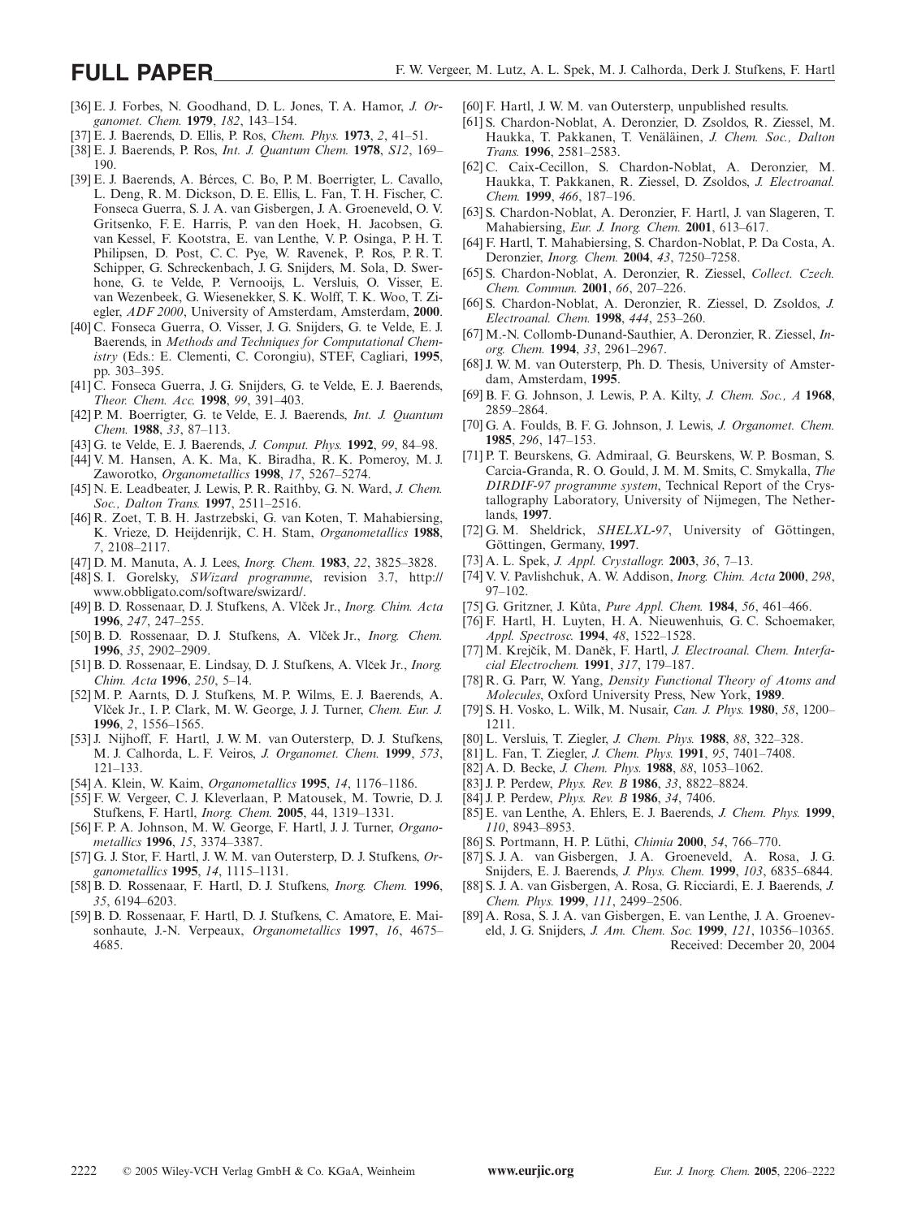[36] E. J. Forbes, N. Goodhand, D. L. Jones, T. A. Hamor, *J. Organomet. Chem.* **1979**, *182*, 143–154.

[37] E. J. Baerends, D. Ellis, P. Ros, *Chem. Phys.* **1973**, *2*, 41–51.

[38] E. J. Baerends, P. Ros, *Int. J. Quantum Chem.* **1978**, *S12*, 169–190.

[39] E. J. Baerends, A. Bérces, C. Bo, P. M. Boerrigter, L. Cavallo, L. Deng, R. M. Dickson, D. E. Ellis, L. Fan, T. H. Fischer, C. Fonseca Guerra, S. J. A. van Gisbergen, J. A. Groeneveld, O. V. Gritsenko, F. E. Harris, P. van den Hoek, H. Jacobsen, G. van Kessel, F. Kootstra, E. van Lenthe, V. P. Osinga, P. H. T. Philipsen, D. Post, C. C. Pye, W. Ravenek, P. Ros, P. R. T. Schipper, G. Schreckenbach, J. G. Snijders, M. Sola, D. Swerhone, G. te Velde, P. Vernooijs, L. Versluis, O. Visser, E. van Wezenbeek, G. Wiesenekker, S. K. Wolff, T. K. Woo, T. Ziegler, *ADF 2000*, University of Amsterdam, Amsterdam, **2000**.

[40] C. Fonseca Guerra, O. Visser, J. G. Snijders, G. te Velde, E. J. Baerends, in *Methods and Techniques for Computational Chemistry* (Eds.: E. Clementi, C. Corongiu), STEF, Cagliari, **1995**, pp. 303–395.

[41] C. Fonseca Guerra, J. G. Snijders, G. te Velde, E. J. Baerends, *Theor. Chem. Acc.* **1998**, *99*, 391–403.

[42] P. M. Boerrigter, G. te Velde, E. J. Baerends, *Int. J. Quantum Chem.* **1988**, *33*, 87–113.

[43] G. te Velde, E. J. Baerends, *J. Comput. Phys.* **1992**, *99*, 84–98.

[44] V. M. Hansen, A. K. Ma, K. Biradha, R. K. Pomeroy, M. J. Zaworotko, *Organometallics* **1998**, *17*, 5267–5274.

[45] N. E. Leadbeater, J. Lewis, P. R. Raithby, G. N. Ward, *J. Chem. Soc., Dalton Trans.* **1997**, 2511–2516.

[46] R. Zoet, T. B. H. Jastrzebski, G. van Koten, T. Mahabiersing, K. Vrieze, D. Heijdenrijk, C. H. Stam, *Organometallics* **1988**, *7*, 2108–2117.

[47] D. M. Manuta, A. J. Lees, *Inorg. Chem.* **1983**, *22*, 3825–3828.

[48] S. I. Gorelsky, *SWizard programme*, revision 3.7, http://www.obbligato.com/software/swizard/.

[49] B. D. Rossenaar, D. J. Stufkens, A. Vlček Jr., *Inorg. Chim. Acta* **1996**, *247*, 247–255.

[50] B. D. Rossenaar, D. J. Stufkens, A. Vlček Jr., *Inorg. Chem.* **1996**, *35*, 2902–2909.

[51] B. D. Rossenaar, E. Lindsay, D. J. Stufkens, A. Vlček Jr., *Inorg. Chim. Acta* **1996**, *250*, 5–14.

[52] M. P. Aarnts, D. J. Stufkens, M. P. Wilms, E. J. Baerends, A. Vlček Jr., I. P. Clark, M. W. George, J. J. Turner, *Chem. Eur. J.* **1996**, *2*, 1556–1565.

[53] J. Nijhoff, F. Hartl, J. W. M. van Outersterp, D. J. Stufkens, M. J. Calhorda, L. F. Veiros, *J. Organomet. Chem.* **1999**, *573*, 121–133.

[54] A. Klein, W. Kaim, *Organometallics* **1995**, *14*, 1176–1186.

[55] F. W. Vergeer, C. J. Kleverlaan, P. Matousek, M. Towrie, D. J. Stufkens, F. Hartl, *Inorg. Chem.* **2005**, 44, 1319–1331.

[56] F. P. A. Johnson, M. W. George, F. Hartl, J. J. Turner, *Organometallics* **1996**, *15*, 3374–3387.

[57] G. J. Stor, F. Hartl, J. W. M. van Outersterp, D. J. Stufkens, *Organometallics* **1995**, *14*, 1115–1131.

[58] B. D. Rossenaar, F. Hartl, D. J. Stufkens, *Inorg. Chem.* **1996**, *35*, 6194–6203.

[59] B. D. Rossenaar, F. Hartl, D. J. Stufkens, C. Amatore, E. Maisonhaute, J.-N. Verpeaux, *Organometallics* **1997**, *16*, 4675–4685.

[60] F. Hartl, J. W. M. van Outersterp, unpublished results.

[61] S. Chardon-Noblat, A. Deronzier, D. Zsoldos, R. Ziessel, M. Haukka, T. Pakkanen, T. Venäläinen, *J. Chem. Soc., Dalton Trans.* **1996**, 2581–2583.

[62] C. Caix-Cecillon, S. Chardon-Noblat, A. Deronzier, M. Haukka, T. Pakkanen, R. Ziessel, D. Zsoldos, *J. Electroanal. Chem.* **1999**, *466*, 187–196.

[63] S. Chardon-Noblat, A. Deronzier, F. Hartl, J. van Slageren, T. Mahabiersing, *Eur. J. Inorg. Chem.* **2001**, 613–617.

[64] F. Hartl, T. Mahabiersing, S. Chardon-Noblat, P. Da Costa, A. Deronzier, *Inorg. Chem.* **2004**, *43*, 7250–7258.

[65] S. Chardon-Noblat, A. Deronzier, R. Ziessel, *Collect. Czech. Chem. Commun.* **2001**, *66*, 207–226.

[66] S. Chardon-Noblat, A. Deronzier, R. Ziessel, D. Zsoldos, *J. Electroanal. Chem.* **1998**, *444*, 253–260.

[67] M.-N. Collomb-Dunand-Sauthier, A. Deronzier, R. Ziessel, *Inorg. Chem.* **1994**, *33*, 2961–2967.

[68] J. W. M. van Outersterp, Ph. D. Thesis, University of Amsterdam, Amsterdam, **1995**.

[69] B. F. G. Johnson, J. Lewis, P. A. Kilty, *J. Chem. Soc., A* **1968**, 2859–2864.

[70] G. A. Foulds, B. F. G. Johnson, J. Lewis, *J. Organomet. Chem.* **1985**, *296*, 147–153.

[71] P. T. Beurskens, G. Admiraal, G. Beurskens, W. P. Bosman, S. Carcia-Granda, R. O. Gould, J. M. M. Smits, C. Smykalla, *The DIRDIF-97 programme system*, Technical Report of the Crystallography Laboratory, University of Nijmegen, The Netherlands, **1997**.

[72] G. M. Sheldrick, *SHELXL-97*, University of Göttingen, Göttingen, Germany, **1997**.

[73] A. L. Spek, *J. Appl. Crystallogr.* **2003**, *36*, 7–13.

[74] V. V. Pavlishchuk, A. W. Addison, *Inorg. Chim. Acta* **2000**, *298*, 97–102.

[75] G. Gritzner, J. Kůta, *Pure Appl. Chem.* **1984**, *56*, 461–466.

[76] F. Hartl, H. Luyten, H. A. Nieuwenhuis, G. C. Schoemaker, *Appl. Spectrosc.* **1994**, *48*, 1522–1528.

[77] M. Krejčík, M. Daněk, F. Hartl, *J. Electroanal. Chem. Interfacial Electrochem.* **1991**, *317*, 179–187.

[78] R. G. Parr, W. Yang, *Density Functional Theory of Atoms and Molecules*, Oxford University Press, New York, **1989**.

[79] S. H. Vosko, L. Wilk, M. Nusair, *Can. J. Phys.* **1980**, *58*, 1200–1211.

[80] L. Versluis, T. Ziegler, *J. Chem. Phys.* **1988**, *88*, 322–328.

[81] L. Fan, T. Ziegler, *J. Chem. Phys.* **1991**, *95*, 7401–7408.

[82] A. D. Becke, *J. Chem. Phys.* **1988**, *88*, 1053–1062.

[83] J. P. Perdew, *Phys. Rev. B* **1986**, *33*, 8822–8824.

[84] J. P. Perdew, *Phys. Rev. B* **1986**, *34*, 7406.

[85] E. van Lenthe, A. Ehlers, E. J. Baerends, *J. Chem. Phys.* **1999**, *110*, 8943–8953.

[86] S. Portmann, H. P. Lüthi, *Chimia* **2000**, *54*, 766–770.

[87] S. J. A. van Gisbergen, J. A. Groeneveld, A. Rosa, J. G. Snijders, E. J. Baerends, *J. Phys. Chem.* **1999**, *103*, 6835–6844.

[88] S. J. A. van Gisbergen, A. Rosa, G. Ricciardi, E. J. Baerends, *J. Chem. Phys.* **1999**, *111*, 2499–2506.

[89] A. Rosa, S. J. A. van Gisbergen, E. van Lenthe, J. A. Groeneveld, J. G. Snijders, *J. Am. Chem. Soc.* **1999**, *121*, 10356–10365.

Received: December 20, 2004